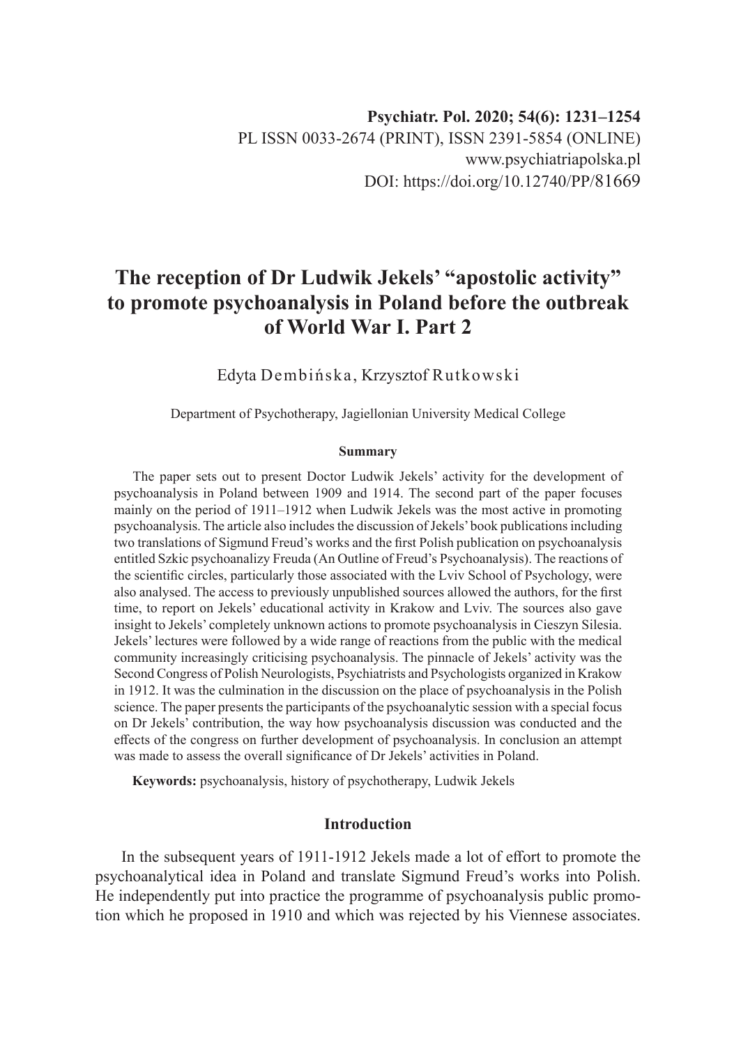Psychiatr. Pol. 2020; 54(6): 1231–1254
PL ISSN 0033-2674 (PRINT), ISSN 2391-5854 (ONLINE)
www.psychiatriapolska.pl
DOI: https://doi.org/10.12740/PP/81669

# The reception of Dr Ludwik Jekels' "apostolic activity" to promote psychoanalysis in Poland before the outbreak of World War I. Part 2

Edyta Dembińska, Krzysztof Rutkowski

Department of Psychotherapy, Jagiellonian University Medical College

### Summary

The paper sets out to present Doctor Ludwik Jekels' activity for the development of psychoanalysis in Poland between 1909 and 1914. The second part of the paper focuses mainly on the period of 1911–1912 when Ludwik Jekels was the most active in promoting psychoanalysis. The article also includes the discussion of Jekels' book publications including two translations of Sigmund Freud's works and the first Polish publication on psychoanalysis entitled Szkic psychoanalizy Freuda (An Outline of Freud's Psychoanalysis). The reactions of the scientific circles, particularly those associated with the Lviv School of Psychology, were also analysed. The access to previously unpublished sources allowed the authors, for the first time, to report on Jekels' educational activity in Krakow and Lviv. The sources also gave insight to Jekels' completely unknown actions to promote psychoanalysis in Cieszyn Silesia. Jekels' lectures were followed by a wide range of reactions from the public with the medical community increasingly criticising psychoanalysis. The pinnacle of Jekels' activity was the Second Congress of Polish Neurologists, Psychiatrists and Psychologists organized in Krakow in 1912. It was the culmination in the discussion on the place of psychoanalysis in the Polish science. The paper presents the participants of the psychoanalytic session with a special focus on Dr Jekels' contribution, the way how psychoanalysis discussion was conducted and the effects of the congress on further development of psychoanalysis. In conclusion an attempt was made to assess the overall significance of Dr Jekels' activities in Poland.

**Keywords:** psychoanalysis, history of psychotherapy, Ludwik Jekels

## Introduction

In the subsequent years of 1911-1912 Jekels made a lot of effort to promote the psychoanalytical idea in Poland and translate Sigmund Freud's works into Polish. He independently put into practice the programme of psychoanalysis public promotion which he proposed in 1910 and which was rejected by his Viennese associates.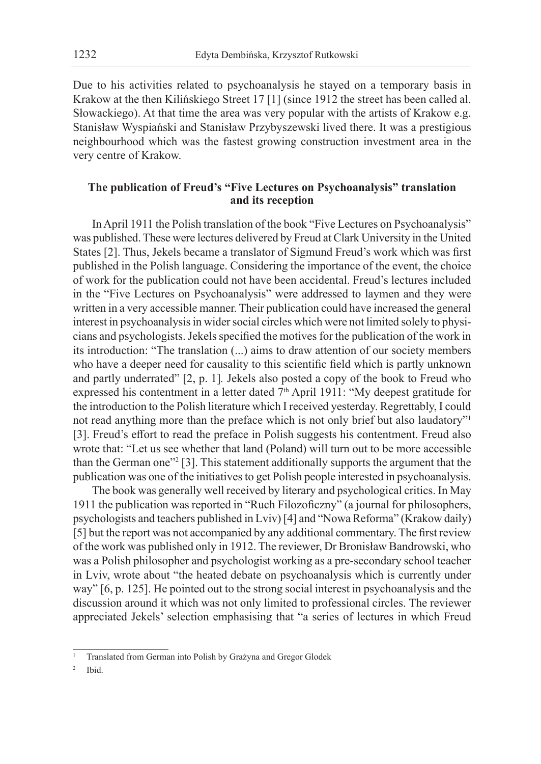Due to his activities related to psychoanalysis he stayed on a temporary basis in Krakow at the then Kilińskiego Street 17 [1] (since 1912 the street has been called al. Słowackiego). At that time the area was very popular with the artists of Krakow e.g. Stanisław Wyspiański and Stanisław Przybyszewski lived there. It was a prestigious neighbourhood which was the fastest growing construction investment area in the very centre of Krakow.

### The publication of Freud's "Five Lectures on Psychoanalysis" translation and its reception

In April 1911 the Polish translation of the book "Five Lectures on Psychoanalysis" was published. These were lectures delivered by Freud at Clark University in the United States [2]. Thus, Jekels became a translator of Sigmund Freud's work which was first published in the Polish language. Considering the importance of the event, the choice of work for the publication could not have been accidental. Freud's lectures included in the "Five Lectures on Psychoanalysis" were addressed to laymen and they were written in a very accessible manner. Their publication could have increased the general interest in psychoanalysis in wider social circles which were not limited solely to physicians and psychologists. Jekels specified the motives for the publication of the work in its introduction: "The translation (...) aims to draw attention of our society members who have a deeper need for causality to this scientific field which is partly unknown and partly underrated" [2, p. 1]. Jekels also posted a copy of the book to Freud who expressed his contentment in a letter dated 7th April 1911: "My deepest gratitude for the introduction to the Polish literature which I received yesterday. Regrettably, I could not read anything more than the preface which is not only brief but also laudatory"[1] [3]. Freud's effort to read the preface in Polish suggests his contentment. Freud also wrote that: "Let us see whether that land (Poland) will turn out to be more accessible than the German one"[2] [3]. This statement additionally supports the argument that the publication was one of the initiatives to get Polish people interested in psychoanalysis.

The book was generally well received by literary and psychological critics. In May 1911 the publication was reported in "Ruch Filozoficzny" (a journal for philosophers, psychologists and teachers published in Lviv) [4] and "Nowa Reforma" (Krakow daily) [5] but the report was not accompanied by any additional commentary. The first review of the work was published only in 1912. The reviewer, Dr Bronisław Bandrowski, who was a Polish philosopher and psychologist working as a pre-secondary school teacher in Lviv, wrote about "the heated debate on psychoanalysis which is currently under way" [6, p. 125]. He pointed out to the strong social interest in psychoanalysis and the discussion around it which was not only limited to professional circles. The reviewer appreciated Jekels' selection emphasising that "a series of lectures in which Freud

---

[1] Translated from German into Polish by Grażyna and Gregor Glodek

[2] Ibid.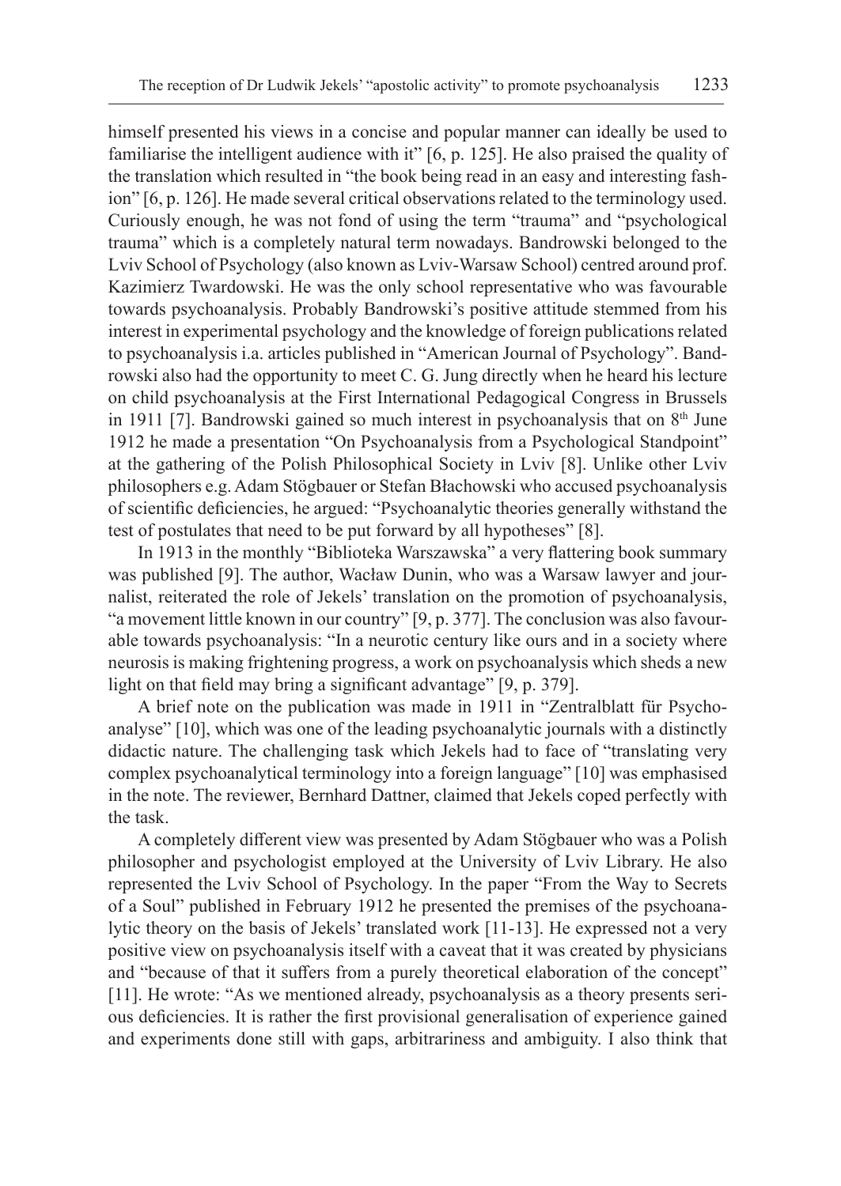himself presented his views in a concise and popular manner can ideally be used to familiarise the intelligent audience with it" [6, p. 125]. He also praised the quality of the translation which resulted in "the book being read in an easy and interesting fashion" [6, p. 126]. He made several critical observations related to the terminology used. Curiously enough, he was not fond of using the term "trauma" and "psychological trauma" which is a completely natural term nowadays. Bandrowski belonged to the Lviv School of Psychology (also known as Lviv-Warsaw School) centred around prof. Kazimierz Twardowski. He was the only school representative who was favourable towards psychoanalysis. Probably Bandrowski's positive attitude stemmed from his interest in experimental psychology and the knowledge of foreign publications related to psychoanalysis i.a. articles published in "American Journal of Psychology". Bandrowski also had the opportunity to meet C. G. Jung directly when he heard his lecture on child psychoanalysis at the First International Pedagogical Congress in Brussels in 1911 [7]. Bandrowski gained so much interest in psychoanalysis that on 8th June 1912 he made a presentation "On Psychoanalysis from a Psychological Standpoint" at the gathering of the Polish Philosophical Society in Lviv [8]. Unlike other Lviv philosophers e.g. Adam Stögbauer or Stefan Błachowski who accused psychoanalysis of scientific deficiencies, he argued: "Psychoanalytic theories generally withstand the test of postulates that need to be put forward by all hypotheses" [8].

In 1913 in the monthly "Biblioteka Warszawska" a very flattering book summary was published [9]. The author, Wacław Dunin, who was a Warsaw lawyer and journalist, reiterated the role of Jekels' translation on the promotion of psychoanalysis, "a movement little known in our country" [9, p. 377]. The conclusion was also favourable towards psychoanalysis: "In a neurotic century like ours and in a society where neurosis is making frightening progress, a work on psychoanalysis which sheds a new light on that field may bring a significant advantage" [9, p. 379].

A brief note on the publication was made in 1911 in "Zentralblatt für Psychoanalyse" [10], which was one of the leading psychoanalytic journals with a distinctly didactic nature. The challenging task which Jekels had to face of "translating very complex psychoanalytical terminology into a foreign language" [10] was emphasised in the note. The reviewer, Bernhard Dattner, claimed that Jekels coped perfectly with the task.

A completely different view was presented by Adam Stögbauer who was a Polish philosopher and psychologist employed at the University of Lviv Library. He also represented the Lviv School of Psychology. In the paper "From the Way to Secrets of a Soul" published in February 1912 he presented the premises of the psychoanalytic theory on the basis of Jekels' translated work [11-13]. He expressed not a very positive view on psychoanalysis itself with a caveat that it was created by physicians and "because of that it suffers from a purely theoretical elaboration of the concept" [11]. He wrote: "As we mentioned already, psychoanalysis as a theory presents serious deficiencies. It is rather the first provisional generalisation of experience gained and experiments done still with gaps, arbitrariness and ambiguity. I also think that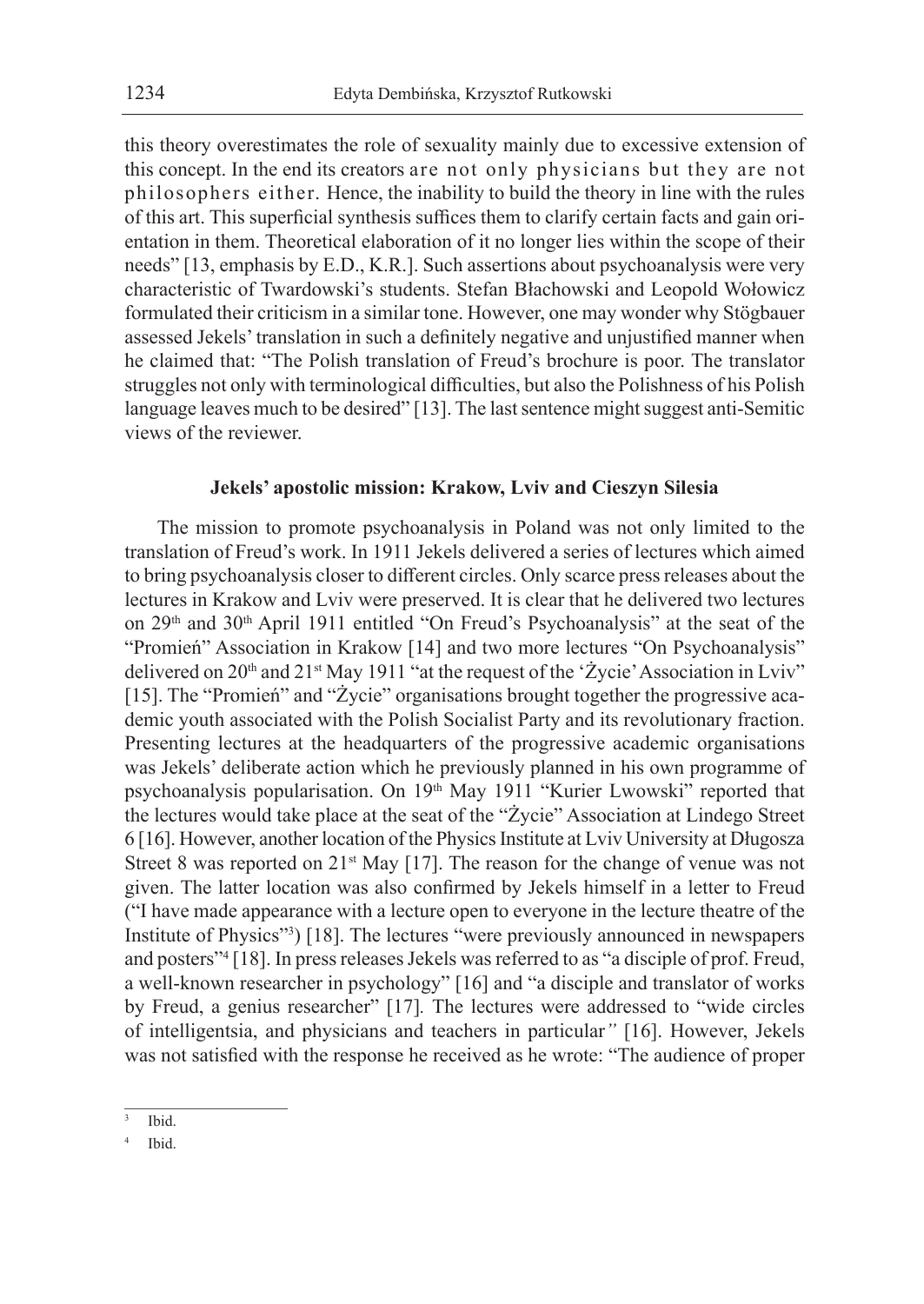this theory overestimates the role of sexuality mainly due to excessive extension of this concept. In the end its creators are not only physicians but they are not philosophers either. Hence, the inability to build the theory in line with the rules of this art. This superficial synthesis suffices them to clarify certain facts and gain orientation in them. Theoretical elaboration of it no longer lies within the scope of their needs" [13, emphasis by E.D., K.R.]. Such assertions about psychoanalysis were very characteristic of Twardowski's students. Stefan Błachowski and Leopold Wołowicz formulated their criticism in a similar tone. However, one may wonder why Stögbauer assessed Jekels' translation in such a definitely negative and unjustified manner when he claimed that: "The Polish translation of Freud's brochure is poor. The translator struggles not only with terminological difficulties, but also the Polishness of his Polish language leaves much to be desired" [13]. The last sentence might suggest anti-Semitic views of the reviewer.

### Jekels' apostolic mission: Krakow, Lviv and Cieszyn Silesia

The mission to promote psychoanalysis in Poland was not only limited to the translation of Freud's work. In 1911 Jekels delivered a series of lectures which aimed to bring psychoanalysis closer to different circles. Only scarce press releases about the lectures in Krakow and Lviv were preserved. It is clear that he delivered two lectures on 29th and 30th April 1911 entitled "On Freud's Psychoanalysis" at the seat of the "Promień" Association in Krakow [14] and two more lectures "On Psychoanalysis" delivered on 20th and 21st May 1911 "at the request of the 'Życie' Association in Lviv" [15]. The "Promień" and "Życie" organisations brought together the progressive academic youth associated with the Polish Socialist Party and its revolutionary fraction. Presenting lectures at the headquarters of the progressive academic organisations was Jekels' deliberate action which he previously planned in his own programme of psychoanalysis popularisation. On 19th May 1911 "Kurier Lwowski" reported that the lectures would take place at the seat of the "Życie" Association at Lindego Street 6 [16]. However, another location of the Physics Institute at Lviv University at Długosza Street 8 was reported on 21st May [17]. The reason for the change of venue was not given. The latter location was also confirmed by Jekels himself in a letter to Freud ("I have made appearance with a lecture open to everyone in the lecture theatre of the Institute of Physics"[3]) [18]. The lectures "were previously announced in newspapers and posters"[4] [18]. In press releases Jekels was referred to as "a disciple of prof. Freud, a well-known researcher in psychology" [16] and "a disciple and translator of works by Freud, a genius researcher" [17]. The lectures were addressed to "wide circles of intelligentsia, and physicians and teachers in particular" [16]. However, Jekels was not satisfied with the response he received as he wrote: "The audience of proper

---

[3] Ibid.

[4] Ibid.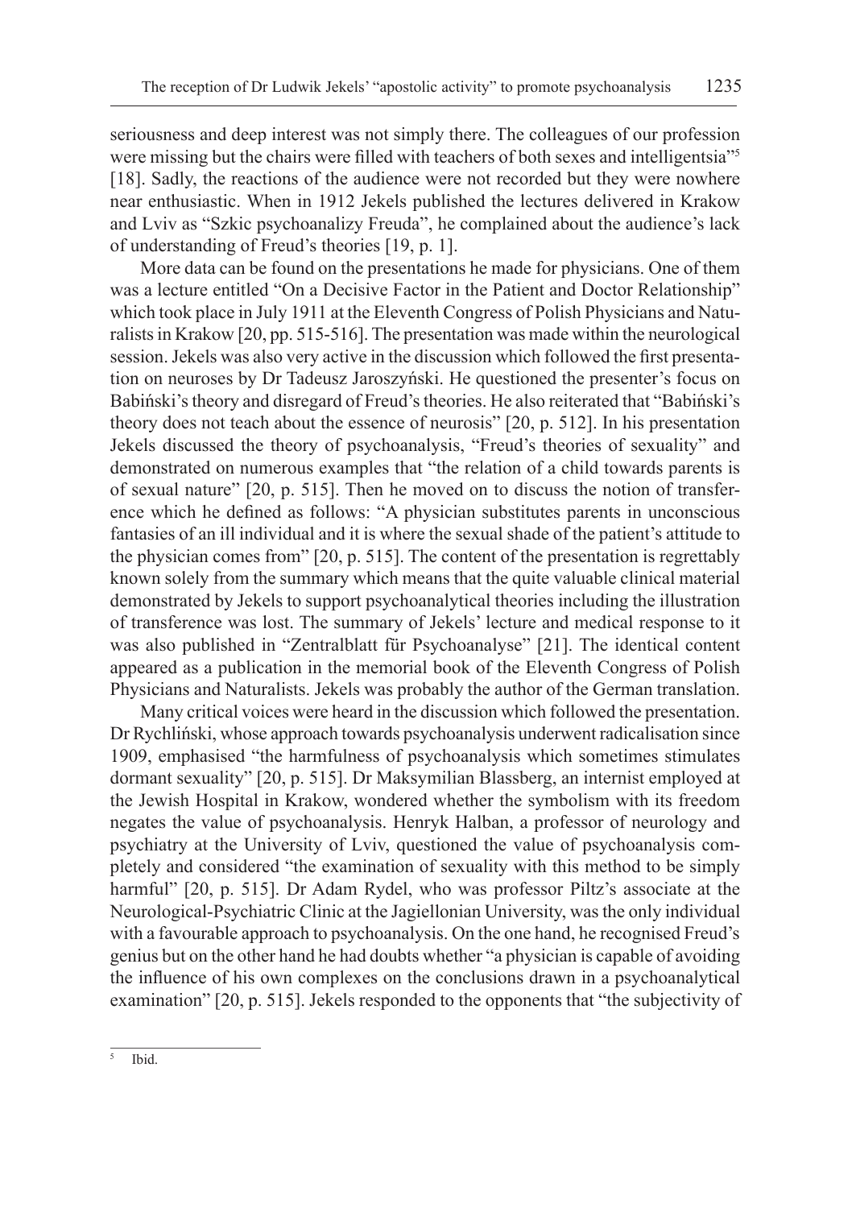seriousness and deep interest was not simply there. The colleagues of our profession were missing but the chairs were filled with teachers of both sexes and intelligentsia"[5] [18]. Sadly, the reactions of the audience were not recorded but they were nowhere near enthusiastic. When in 1912 Jekels published the lectures delivered in Krakow and Lviv as "Szkic psychoanalizy Freuda", he complained about the audience's lack of understanding of Freud's theories [19, p. 1].

More data can be found on the presentations he made for physicians. One of them was a lecture entitled "On a Decisive Factor in the Patient and Doctor Relationship" which took place in July 1911 at the Eleventh Congress of Polish Physicians and Naturalists in Krakow [20, pp. 515-516]. The presentation was made within the neurological session. Jekels was also very active in the discussion which followed the first presentation on neuroses by Dr Tadeusz Jaroszyński. He questioned the presenter's focus on Babiński's theory and disregard of Freud's theories. He also reiterated that "Babiński's theory does not teach about the essence of neurosis" [20, p. 512]. In his presentation Jekels discussed the theory of psychoanalysis, "Freud's theories of sexuality" and demonstrated on numerous examples that "the relation of a child towards parents is of sexual nature" [20, p. 515]. Then he moved on to discuss the notion of transference which he defined as follows: "A physician substitutes parents in unconscious fantasies of an ill individual and it is where the sexual shade of the patient's attitude to the physician comes from" [20, p. 515]. The content of the presentation is regrettably known solely from the summary which means that the quite valuable clinical material demonstrated by Jekels to support psychoanalytical theories including the illustration of transference was lost. The summary of Jekels' lecture and medical response to it was also published in "Zentralblatt für Psychoanalyse" [21]. The identical content appeared as a publication in the memorial book of the Eleventh Congress of Polish Physicians and Naturalists. Jekels was probably the author of the German translation.

Many critical voices were heard in the discussion which followed the presentation. Dr Rychliński, whose approach towards psychoanalysis underwent radicalisation since 1909, emphasised "the harmfulness of psychoanalysis which sometimes stimulates dormant sexuality" [20, p. 515]. Dr Maksymilian Blassberg, an internist employed at the Jewish Hospital in Krakow, wondered whether the symbolism with its freedom negates the value of psychoanalysis. Henryk Halban, a professor of neurology and psychiatry at the University of Lviv, questioned the value of psychoanalysis completely and considered "the examination of sexuality with this method to be simply harmful" [20, p. 515]. Dr Adam Rydel, who was professor Piltz's associate at the Neurological-Psychiatric Clinic at the Jagiellonian University, was the only individual with a favourable approach to psychoanalysis. On the one hand, he recognised Freud's genius but on the other hand he had doubts whether "a physician is capable of avoiding the influence of his own complexes on the conclusions drawn in a psychoanalytical examination" [20, p. 515]. Jekels responded to the opponents that "the subjectivity of

---

[5] Ibid.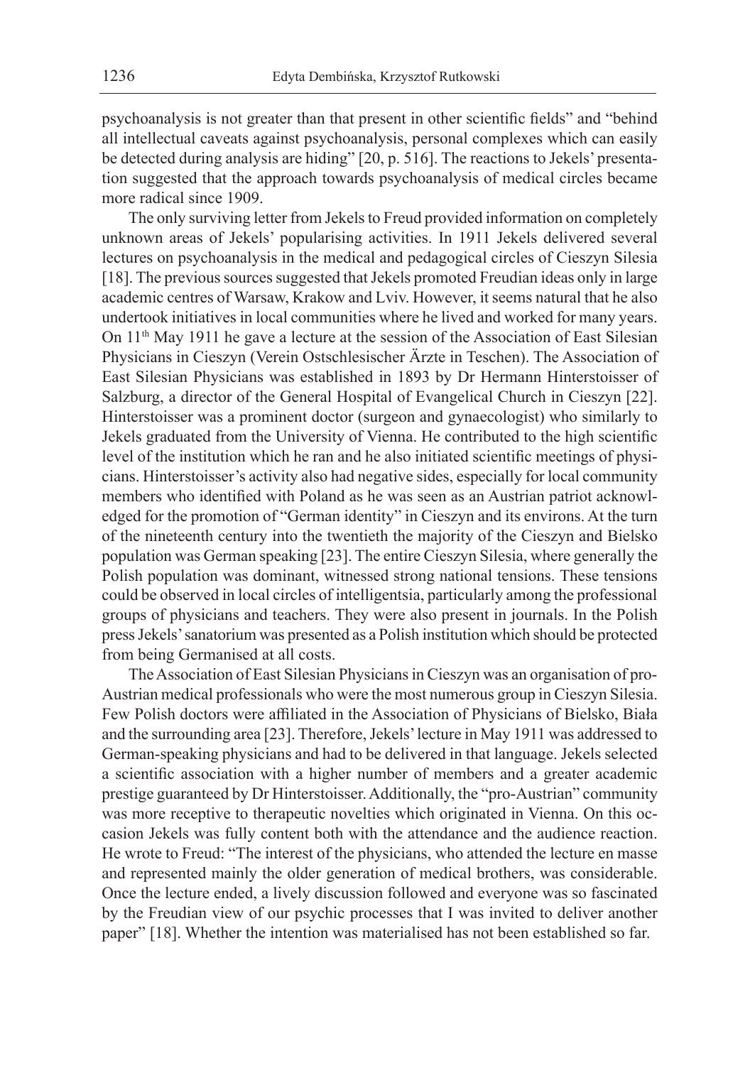psychoanalysis is not greater than that present in other scientific fields" and "behind all intellectual caveats against psychoanalysis, personal complexes which can easily be detected during analysis are hiding" [20, p. 516]. The reactions to Jekels' presentation suggested that the approach towards psychoanalysis of medical circles became more radical since 1909.

The only surviving letter from Jekels to Freud provided information on completely unknown areas of Jekels' popularising activities. In 1911 Jekels delivered several lectures on psychoanalysis in the medical and pedagogical circles of Cieszyn Silesia [18]. The previous sources suggested that Jekels promoted Freudian ideas only in large academic centres of Warsaw, Krakow and Lviv. However, it seems natural that he also undertook initiatives in local communities where he lived and worked for many years. On 11th May 1911 he gave a lecture at the session of the Association of East Silesian Physicians in Cieszyn (Verein Ostschlesischer Ärzte in Teschen). The Association of East Silesian Physicians was established in 1893 by Dr Hermann Hinterstoisser of Salzburg, a director of the General Hospital of Evangelical Church in Cieszyn [22]. Hinterstoisser was a prominent doctor (surgeon and gynaecologist) who similarly to Jekels graduated from the University of Vienna. He contributed to the high scientific level of the institution which he ran and he also initiated scientific meetings of physicians. Hinterstoisser's activity also had negative sides, especially for local community members who identified with Poland as he was seen as an Austrian patriot acknowledged for the promotion of "German identity" in Cieszyn and its environs. At the turn of the nineteenth century into the twentieth the majority of the Cieszyn and Bielsko population was German speaking [23]. The entire Cieszyn Silesia, where generally the Polish population was dominant, witnessed strong national tensions. These tensions could be observed in local circles of intelligentsia, particularly among the professional groups of physicians and teachers. They were also present in journals. In the Polish press Jekels' sanatorium was presented as a Polish institution which should be protected from being Germanised at all costs.

The Association of East Silesian Physicians in Cieszyn was an organisation of pro-Austrian medical professionals who were the most numerous group in Cieszyn Silesia. Few Polish doctors were affiliated in the Association of Physicians of Bielsko, Biała and the surrounding area [23]. Therefore, Jekels' lecture in May 1911 was addressed to German-speaking physicians and had to be delivered in that language. Jekels selected a scientific association with a higher number of members and a greater academic prestige guaranteed by Dr Hinterstoisser. Additionally, the "pro-Austrian" community was more receptive to therapeutic novelties which originated in Vienna. On this occasion Jekels was fully content both with the attendance and the audience reaction. He wrote to Freud: "The interest of the physicians, who attended the lecture en masse and represented mainly the older generation of medical brothers, was considerable. Once the lecture ended, a lively discussion followed and everyone was so fascinated by the Freudian view of our psychic processes that I was invited to deliver another paper" [18]. Whether the intention was materialised has not been established so far.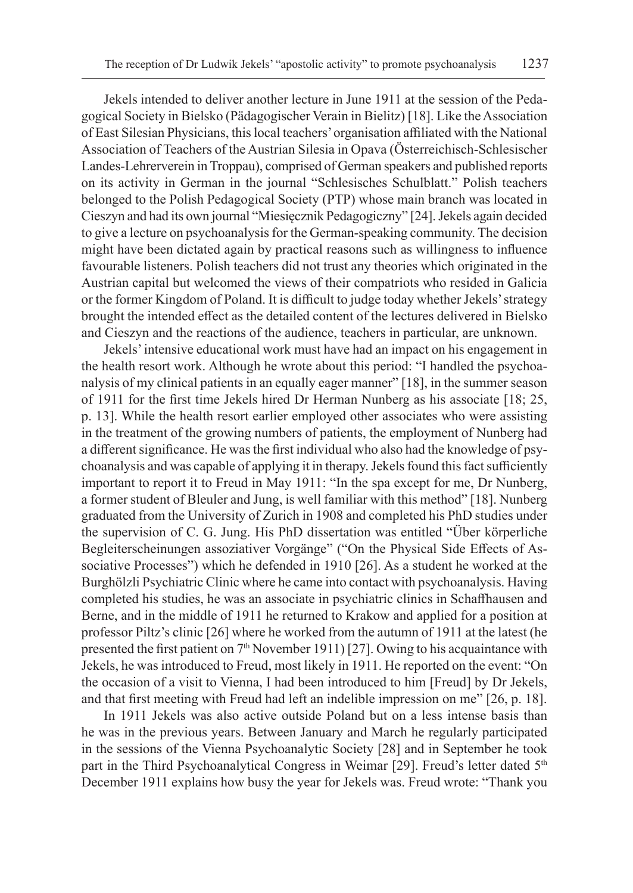Jekels intended to deliver another lecture in June 1911 at the session of the Pedagogical Society in Bielsko (Pädagogischer Verain in Bielitz) [18]. Like the Association of East Silesian Physicians, this local teachers' organisation affiliated with the National Association of Teachers of the Austrian Silesia in Opava (Österreichisch-Schlesischer Landes-Lehrerverein in Troppau), comprised of German speakers and published reports on its activity in German in the journal "Schlesisches Schulblatt." Polish teachers belonged to the Polish Pedagogical Society (PTP) whose main branch was located in Cieszyn and had its own journal "Miesięcznik Pedagogiczny" [24]. Jekels again decided to give a lecture on psychoanalysis for the German-speaking community. The decision might have been dictated again by practical reasons such as willingness to influence favourable listeners. Polish teachers did not trust any theories which originated in the Austrian capital but welcomed the views of their compatriots who resided in Galicia or the former Kingdom of Poland. It is difficult to judge today whether Jekels' strategy brought the intended effect as the detailed content of the lectures delivered in Bielsko and Cieszyn and the reactions of the audience, teachers in particular, are unknown.

Jekels' intensive educational work must have had an impact on his engagement in the health resort work. Although he wrote about this period: "I handled the psychoanalysis of my clinical patients in an equally eager manner" [18], in the summer season of 1911 for the first time Jekels hired Dr Herman Nunberg as his associate [18; 25, p. 13]. While the health resort earlier employed other associates who were assisting in the treatment of the growing numbers of patients, the employment of Nunberg had a different significance. He was the first individual who also had the knowledge of psychoanalysis and was capable of applying it in therapy. Jekels found this fact sufficiently important to report it to Freud in May 1911: "In the spa except for me, Dr Nunberg, a former student of Bleuler and Jung, is well familiar with this method" [18]. Nunberg graduated from the University of Zurich in 1908 and completed his PhD studies under the supervision of C. G. Jung. His PhD dissertation was entitled "Über körperliche Begleiterscheinungen assoziativer Vorgänge" ("On the Physical Side Effects of Associative Processes") which he defended in 1910 [26]. As a student he worked at the Burghölzli Psychiatric Clinic where he came into contact with psychoanalysis. Having completed his studies, he was an associate in psychiatric clinics in Schaffhausen and Berne, and in the middle of 1911 he returned to Krakow and applied for a position at professor Piltz's clinic [26] where he worked from the autumn of 1911 at the latest (he presented the first patient on 7th November 1911) [27]. Owing to his acquaintance with Jekels, he was introduced to Freud, most likely in 1911. He reported on the event: "On the occasion of a visit to Vienna, I had been introduced to him [Freud] by Dr Jekels, and that first meeting with Freud had left an indelible impression on me" [26, p. 18].

In 1911 Jekels was also active outside Poland but on a less intense basis than he was in the previous years. Between January and March he regularly participated in the sessions of the Vienna Psychoanalytic Society [28] and in September he took part in the Third Psychoanalytical Congress in Weimar [29]. Freud's letter dated 5th December 1911 explains how busy the year for Jekels was. Freud wrote: "Thank you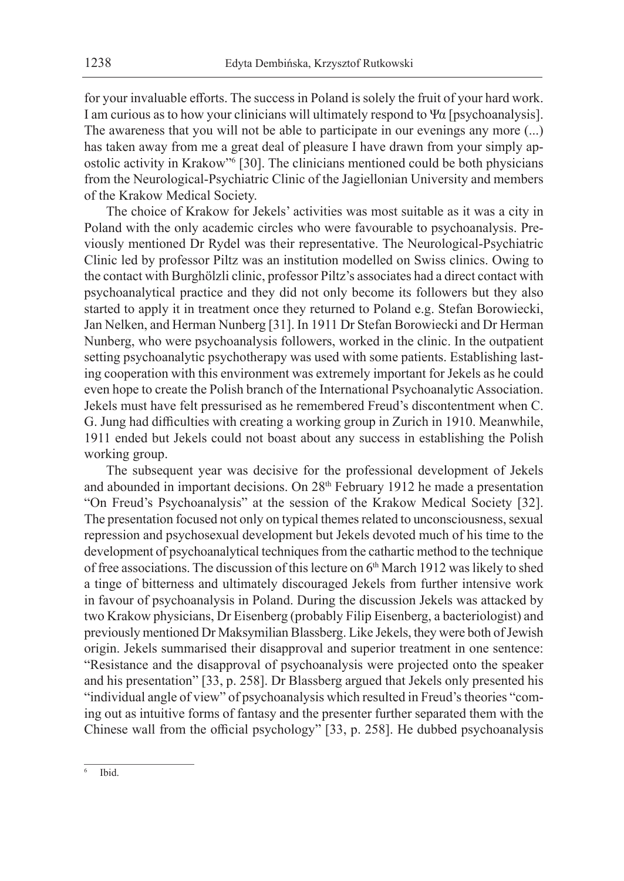for your invaluable efforts. The success in Poland is solely the fruit of your hard work. I am curious as to how your clinicians will ultimately respond to Ψα [psychoanalysis]. The awareness that you will not be able to participate in our evenings any more (...) has taken away from me a great deal of pleasure I have drawn from your simply apostolic activity in Krakow"[6] [30]. The clinicians mentioned could be both physicians from the Neurological-Psychiatric Clinic of the Jagiellonian University and members of the Krakow Medical Society.

The choice of Krakow for Jekels' activities was most suitable as it was a city in Poland with the only academic circles who were favourable to psychoanalysis. Previously mentioned Dr Rydel was their representative. The Neurological-Psychiatric Clinic led by professor Piltz was an institution modelled on Swiss clinics. Owing to the contact with Burghölzli clinic, professor Piltz's associates had a direct contact with psychoanalytical practice and they did not only become its followers but they also started to apply it in treatment once they returned to Poland e.g. Stefan Borowiecki, Jan Nelken, and Herman Nunberg [31]. In 1911 Dr Stefan Borowiecki and Dr Herman Nunberg, who were psychoanalysis followers, worked in the clinic. In the outpatient setting psychoanalytic psychotherapy was used with some patients. Establishing lasting cooperation with this environment was extremely important for Jekels as he could even hope to create the Polish branch of the International Psychoanalytic Association. Jekels must have felt pressurised as he remembered Freud's discontentment when C. G. Jung had difficulties with creating a working group in Zurich in 1910. Meanwhile, 1911 ended but Jekels could not boast about any success in establishing the Polish working group.

The subsequent year was decisive for the professional development of Jekels and abounded in important decisions. On 28th February 1912 he made a presentation "On Freud's Psychoanalysis" at the session of the Krakow Medical Society [32]. The presentation focused not only on typical themes related to unconsciousness, sexual repression and psychosexual development but Jekels devoted much of his time to the development of psychoanalytical techniques from the cathartic method to the technique of free associations. The discussion of this lecture on 6th March 1912 was likely to shed a tinge of bitterness and ultimately discouraged Jekels from further intensive work in favour of psychoanalysis in Poland. During the discussion Jekels was attacked by two Krakow physicians, Dr Eisenberg (probably Filip Eisenberg, a bacteriologist) and previously mentioned Dr Maksymilian Blassberg. Like Jekels, they were both of Jewish origin. Jekels summarised their disapproval and superior treatment in one sentence: "Resistance and the disapproval of psychoanalysis were projected onto the speaker and his presentation" [33, p. 258]. Dr Blassberg argued that Jekels only presented his "individual angle of view" of psychoanalysis which resulted in Freud's theories "coming out as intuitive forms of fantasy and the presenter further separated them with the Chinese wall from the official psychology" [33, p. 258]. He dubbed psychoanalysis

---

[6] Ibid.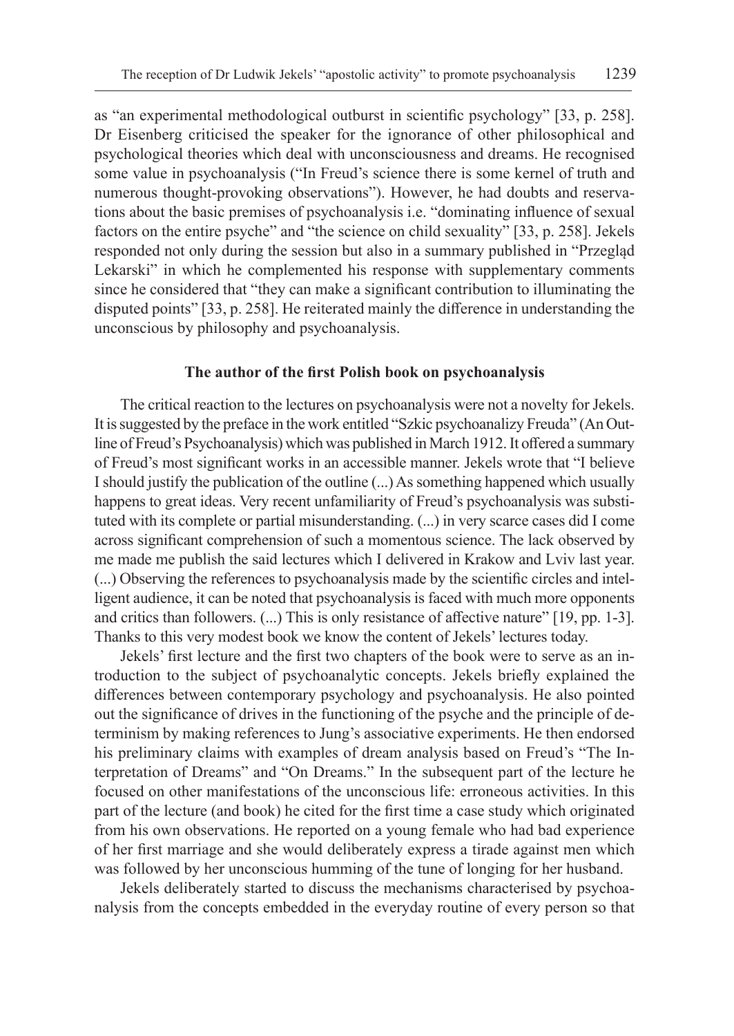as "an experimental methodological outburst in scientific psychology" [33, p. 258]. Dr Eisenberg criticised the speaker for the ignorance of other philosophical and psychological theories which deal with unconsciousness and dreams. He recognised some value in psychoanalysis ("In Freud's science there is some kernel of truth and numerous thought-provoking observations"). However, he had doubts and reservations about the basic premises of psychoanalysis i.e. "dominating influence of sexual factors on the entire psyche" and "the science on child sexuality" [33, p. 258]. Jekels responded not only during the session but also in a summary published in "Przegląd Lekarski" in which he complemented his response with supplementary comments since he considered that "they can make a significant contribution to illuminating the disputed points" [33, p. 258]. He reiterated mainly the difference in understanding the unconscious by philosophy and psychoanalysis.

### The author of the first Polish book on psychoanalysis

The critical reaction to the lectures on psychoanalysis were not a novelty for Jekels. It is suggested by the preface in the work entitled "Szkic psychoanalizy Freuda" (An Outline of Freud's Psychoanalysis) which was published in March 1912. It offered a summary of Freud's most significant works in an accessible manner. Jekels wrote that "I believe I should justify the publication of the outline (...) As something happened which usually happens to great ideas. Very recent unfamiliarity of Freud's psychoanalysis was substituted with its complete or partial misunderstanding. (...) in very scarce cases did I come across significant comprehension of such a momentous science. The lack observed by me made me publish the said lectures which I delivered in Krakow and Lviv last year. (...) Observing the references to psychoanalysis made by the scientific circles and intelligent audience, it can be noted that psychoanalysis is faced with much more opponents and critics than followers. (...) This is only resistance of affective nature" [19, pp. 1-3]. Thanks to this very modest book we know the content of Jekels' lectures today.

Jekels' first lecture and the first two chapters of the book were to serve as an introduction to the subject of psychoanalytic concepts. Jekels briefly explained the differences between contemporary psychology and psychoanalysis. He also pointed out the significance of drives in the functioning of the psyche and the principle of determinism by making references to Jung's associative experiments. He then endorsed his preliminary claims with examples of dream analysis based on Freud's "The Interpretation of Dreams" and "On Dreams." In the subsequent part of the lecture he focused on other manifestations of the unconscious life: erroneous activities. In this part of the lecture (and book) he cited for the first time a case study which originated from his own observations. He reported on a young female who had bad experience of her first marriage and she would deliberately express a tirade against men which was followed by her unconscious humming of the tune of longing for her husband.

Jekels deliberately started to discuss the mechanisms characterised by psychoanalysis from the concepts embedded in the everyday routine of every person so that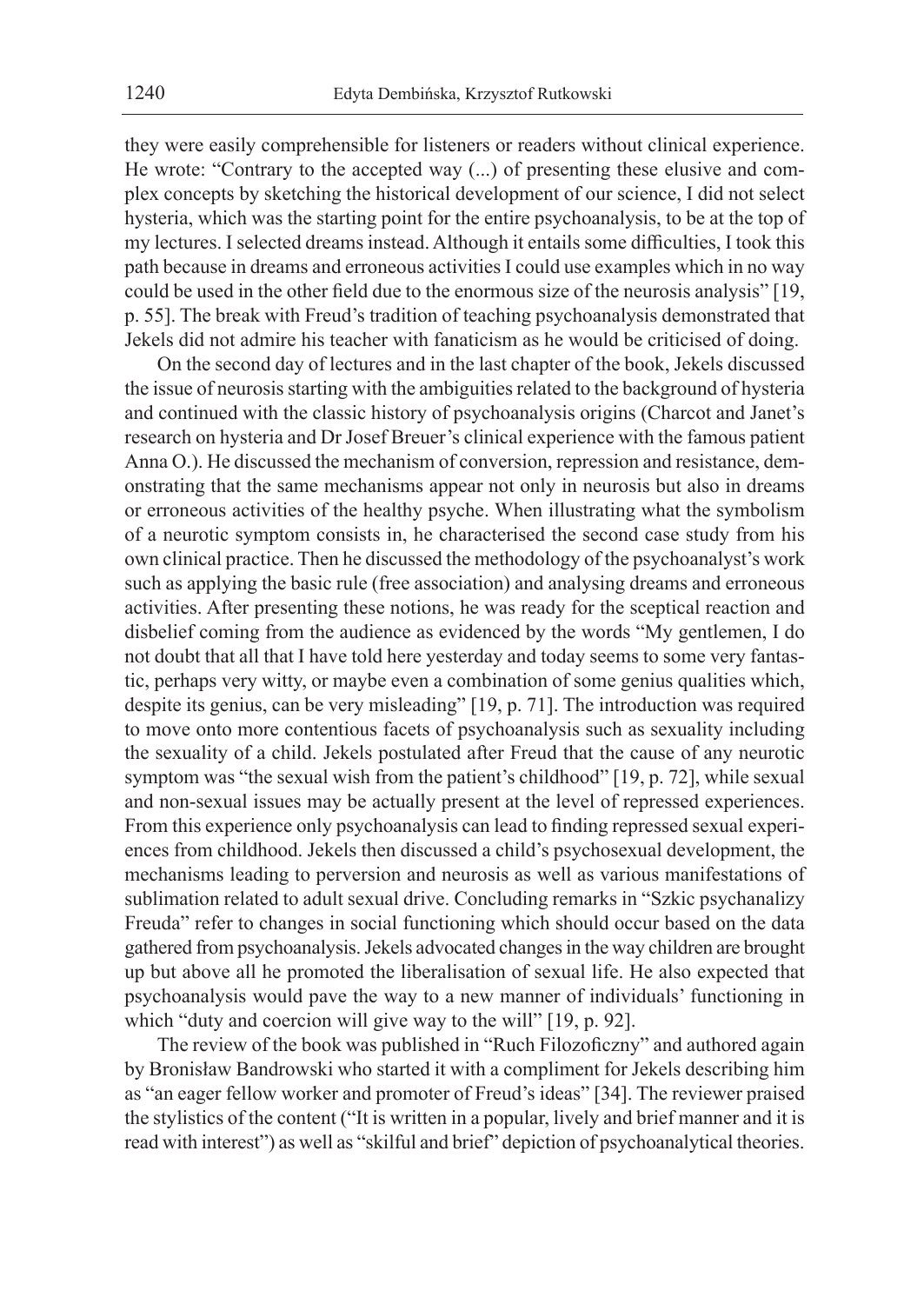they were easily comprehensible for listeners or readers without clinical experience. He wrote: "Contrary to the accepted way (...) of presenting these elusive and complex concepts by sketching the historical development of our science, I did not select hysteria, which was the starting point for the entire psychoanalysis, to be at the top of my lectures. I selected dreams instead. Although it entails some difficulties, I took this path because in dreams and erroneous activities I could use examples which in no way could be used in the other field due to the enormous size of the neurosis analysis" [19, p. 55]. The break with Freud's tradition of teaching psychoanalysis demonstrated that Jekels did not admire his teacher with fanaticism as he would be criticised of doing.

On the second day of lectures and in the last chapter of the book, Jekels discussed the issue of neurosis starting with the ambiguities related to the background of hysteria and continued with the classic history of psychoanalysis origins (Charcot and Janet's research on hysteria and Dr Josef Breuer's clinical experience with the famous patient Anna O.). He discussed the mechanism of conversion, repression and resistance, demonstrating that the same mechanisms appear not only in neurosis but also in dreams or erroneous activities of the healthy psyche. When illustrating what the symbolism of a neurotic symptom consists in, he characterised the second case study from his own clinical practice. Then he discussed the methodology of the psychoanalyst's work such as applying the basic rule (free association) and analysing dreams and erroneous activities. After presenting these notions, he was ready for the sceptical reaction and disbelief coming from the audience as evidenced by the words "My gentlemen, I do not doubt that all that I have told here yesterday and today seems to some very fantastic, perhaps very witty, or maybe even a combination of some genius qualities which, despite its genius, can be very misleading" [19, p. 71]. The introduction was required to move onto more contentious facets of psychoanalysis such as sexuality including the sexuality of a child. Jekels postulated after Freud that the cause of any neurotic symptom was "the sexual wish from the patient's childhood" [19, p. 72], while sexual and non-sexual issues may be actually present at the level of repressed experiences. From this experience only psychoanalysis can lead to finding repressed sexual experiences from childhood. Jekels then discussed a child's psychosexual development, the mechanisms leading to perversion and neurosis as well as various manifestations of sublimation related to adult sexual drive. Concluding remarks in "Szkic psychanalizy Freuda" refer to changes in social functioning which should occur based on the data gathered from psychoanalysis. Jekels advocated changes in the way children are brought up but above all he promoted the liberalisation of sexual life. He also expected that psychoanalysis would pave the way to a new manner of individuals' functioning in which "duty and coercion will give way to the will" [19, p. 92].

The review of the book was published in "Ruch Filozoficzny" and authored again by Bronisław Bandrowski who started it with a compliment for Jekels describing him as "an eager fellow worker and promoter of Freud's ideas" [34]. The reviewer praised the stylistics of the content ("It is written in a popular, lively and brief manner and it is read with interest") as well as "skilful and brief" depiction of psychoanalytical theories.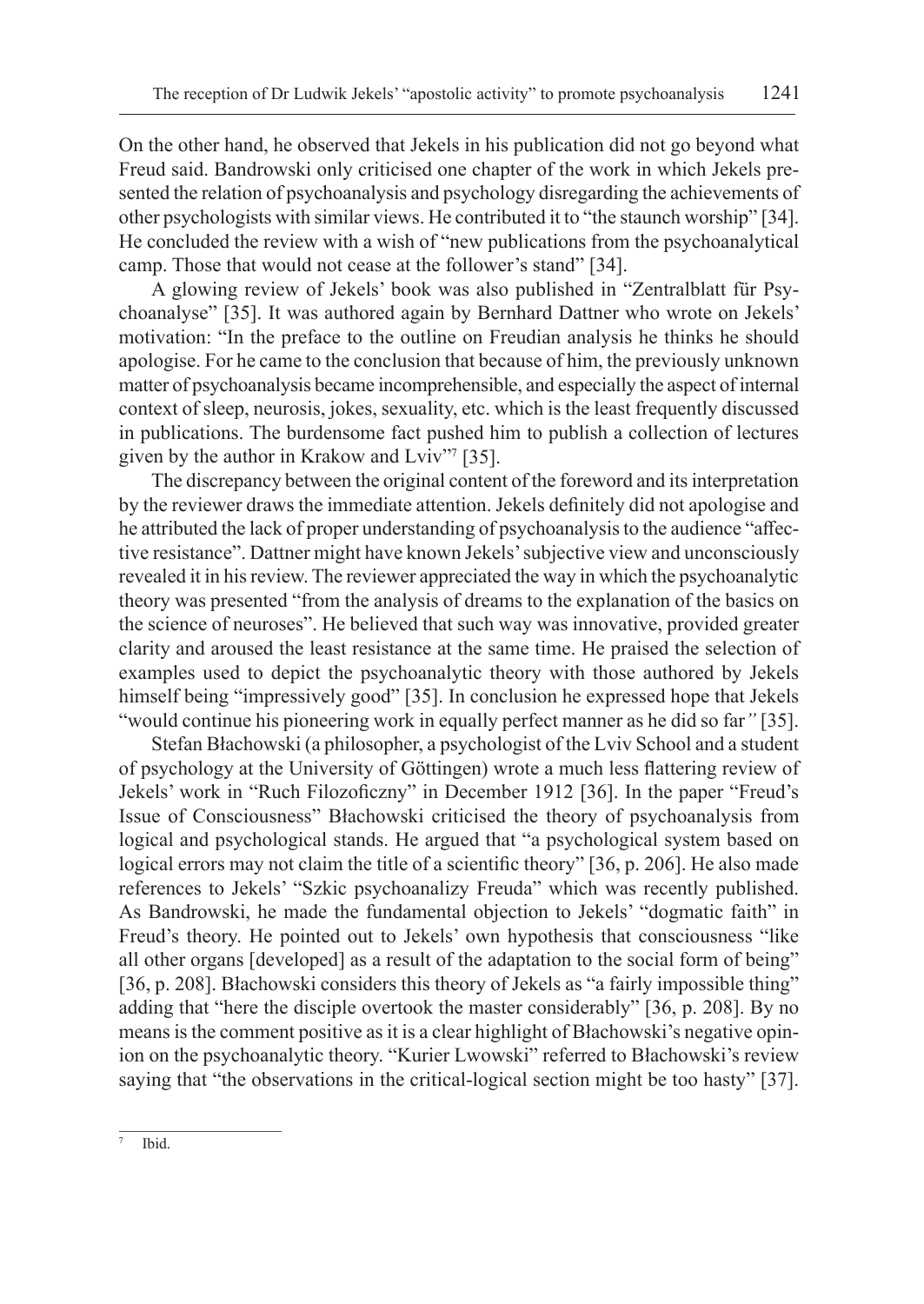On the other hand, he observed that Jekels in his publication did not go beyond what Freud said. Bandrowski only criticised one chapter of the work in which Jekels presented the relation of psychoanalysis and psychology disregarding the achievements of other psychologists with similar views. He contributed it to "the staunch worship" [34]. He concluded the review with a wish of "new publications from the psychoanalytical camp. Those that would not cease at the follower's stand" [34].

A glowing review of Jekels' book was also published in "Zentralblatt für Psychoanalyse" [35]. It was authored again by Bernhard Dattner who wrote on Jekels' motivation: "In the preface to the outline on Freudian analysis he thinks he should apologise. For he came to the conclusion that because of him, the previously unknown matter of psychoanalysis became incomprehensible, and especially the aspect of internal context of sleep, neurosis, jokes, sexuality, etc. which is the least frequently discussed in publications. The burdensome fact pushed him to publish a collection of lectures given by the author in Krakow and Lviv"[7] [35].

The discrepancy between the original content of the foreword and its interpretation by the reviewer draws the immediate attention. Jekels definitely did not apologise and he attributed the lack of proper understanding of psychoanalysis to the audience "affective resistance". Dattner might have known Jekels' subjective view and unconsciously revealed it in his review. The reviewer appreciated the way in which the psychoanalytic theory was presented "from the analysis of dreams to the explanation of the basics on the science of neuroses". He believed that such way was innovative, provided greater clarity and aroused the least resistance at the same time. He praised the selection of examples used to depict the psychoanalytic theory with those authored by Jekels himself being "impressively good" [35]. In conclusion he expressed hope that Jekels "would continue his pioneering work in equally perfect manner as he did so far*"* [35].

Stefan Błachowski (a philosopher, a psychologist of the Lviv School and a student of psychology at the University of Göttingen) wrote a much less flattering review of Jekels' work in "Ruch Filozoficzny" in December 1912 [36]. In the paper "Freud's Issue of Consciousness" Błachowski criticised the theory of psychoanalysis from logical and psychological stands. He argued that "a psychological system based on logical errors may not claim the title of a scientific theory" [36, p. 206]. He also made references to Jekels' "Szkic psychoanalizy Freuda" which was recently published. As Bandrowski, he made the fundamental objection to Jekels' "dogmatic faith" in Freud's theory. He pointed out to Jekels' own hypothesis that consciousness "like all other organs [developed] as a result of the adaptation to the social form of being" [36, p. 208]. Błachowski considers this theory of Jekels as "a fairly impossible thing" adding that "here the disciple overtook the master considerably" [36, p. 208]. By no means is the comment positive as it is a clear highlight of Błachowski's negative opinion on the psychoanalytic theory. "Kurier Lwowski" referred to Błachowski's review saying that "the observations in the critical-logical section might be too hasty" [37].

---

[7] Ibid.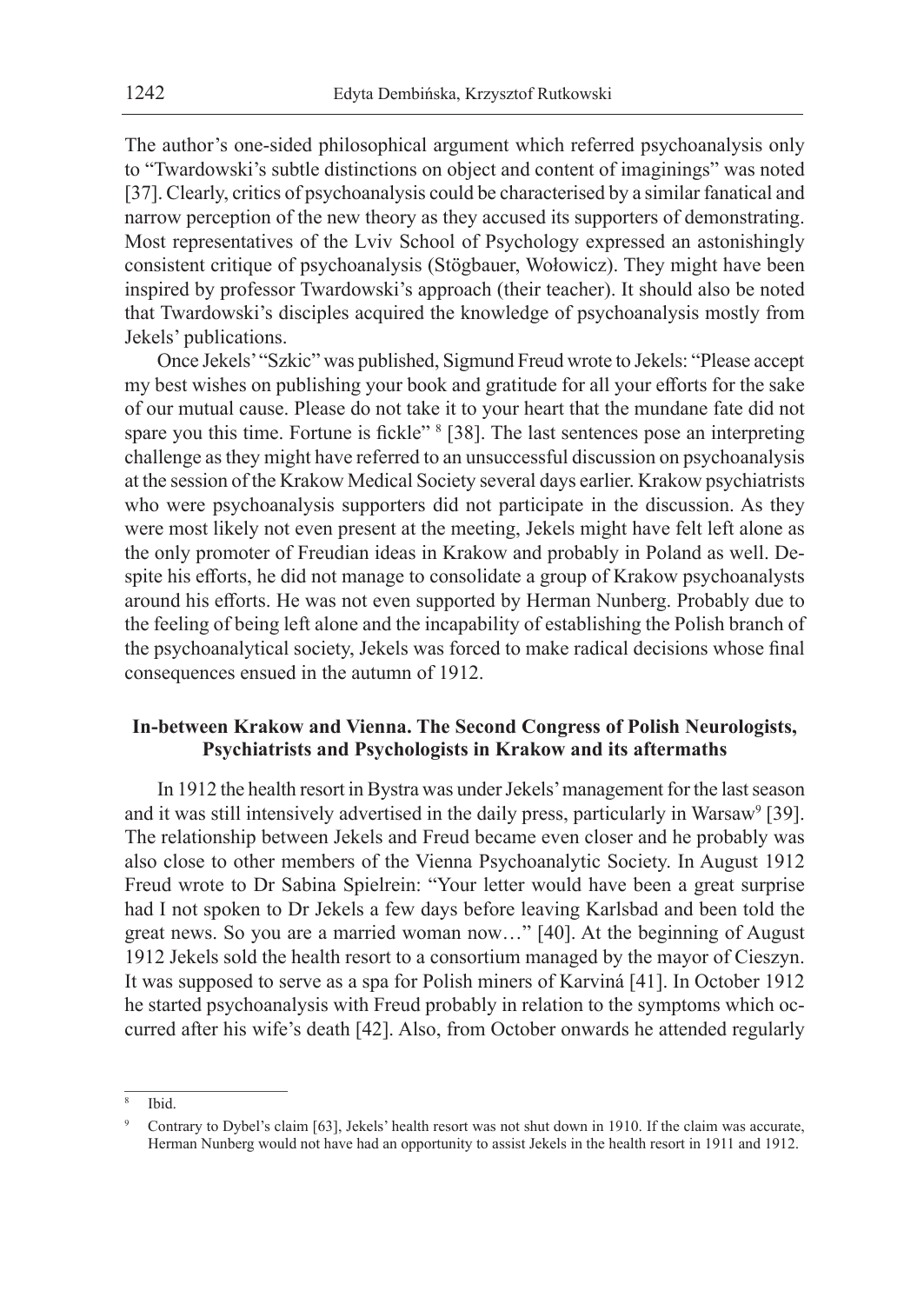The author's one-sided philosophical argument which referred psychoanalysis only to "Twardowski's subtle distinctions on object and content of imaginings" was noted [37]. Clearly, critics of psychoanalysis could be characterised by a similar fanatical and narrow perception of the new theory as they accused its supporters of demonstrating. Most representatives of the Lviv School of Psychology expressed an astonishingly consistent critique of psychoanalysis (Stögbauer, Wołowicz). They might have been inspired by professor Twardowski's approach (their teacher). It should also be noted that Twardowski's disciples acquired the knowledge of psychoanalysis mostly from Jekels' publications.

Once Jekels' "Szkic" was published, Sigmund Freud wrote to Jekels: "Please accept my best wishes on publishing your book and gratitude for all your efforts for the sake of our mutual cause. Please do not take it to your heart that the mundane fate did not spare you this time. Fortune is fickle" [8] [38]. The last sentences pose an interpreting challenge as they might have referred to an unsuccessful discussion on psychoanalysis at the session of the Krakow Medical Society several days earlier. Krakow psychiatrists who were psychoanalysis supporters did not participate in the discussion. As they were most likely not even present at the meeting, Jekels might have felt left alone as the only promoter of Freudian ideas in Krakow and probably in Poland as well. Despite his efforts, he did not manage to consolidate a group of Krakow psychoanalysts around his efforts. He was not even supported by Herman Nunberg. Probably due to the feeling of being left alone and the incapability of establishing the Polish branch of the psychoanalytical society, Jekels was forced to make radical decisions whose final consequences ensued in the autumn of 1912.

### In-between Krakow and Vienna. The Second Congress of Polish Neurologists, Psychiatrists and Psychologists in Krakow and its aftermaths

In 1912 the health resort in Bystra was under Jekels' management for the last season and it was still intensively advertised in the daily press, particularly in Warsaw[9] [39]. The relationship between Jekels and Freud became even closer and he probably was also close to other members of the Vienna Psychoanalytic Society. In August 1912 Freud wrote to Dr Sabina Spielrein: "Your letter would have been a great surprise had I not spoken to Dr Jekels a few days before leaving Karlsbad and been told the great news. So you are a married woman now…" [40]. At the beginning of August 1912 Jekels sold the health resort to a consortium managed by the mayor of Cieszyn. It was supposed to serve as a spa for Polish miners of Karviná [41]. In October 1912 he started psychoanalysis with Freud probably in relation to the symptoms which occurred after his wife's death [42]. Also, from October onwards he attended regularly

---

[8] Ibid.

[9] Contrary to Dybel's claim [63], Jekels' health resort was not shut down in 1910. If the claim was accurate, Herman Nunberg would not have had an opportunity to assist Jekels in the health resort in 1911 and 1912.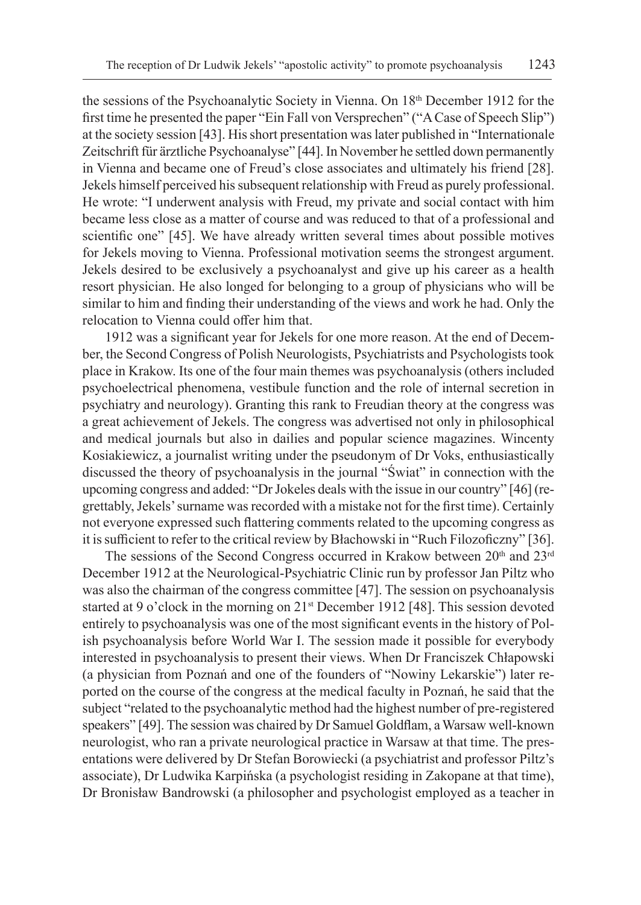the sessions of the Psychoanalytic Society in Vienna. On 18th December 1912 for the first time he presented the paper "Ein Fall von Versprechen" ("A Case of Speech Slip") at the society session [43]. His short presentation was later published in "Internationale Zeitschrift für ärztliche Psychoanalyse" [44]. In November he settled down permanently in Vienna and became one of Freud's close associates and ultimately his friend [28]. Jekels himself perceived his subsequent relationship with Freud as purely professional. He wrote: "I underwent analysis with Freud, my private and social contact with him became less close as a matter of course and was reduced to that of a professional and scientific one" [45]. We have already written several times about possible motives for Jekels moving to Vienna. Professional motivation seems the strongest argument. Jekels desired to be exclusively a psychoanalyst and give up his career as a health resort physician. He also longed for belonging to a group of physicians who will be similar to him and finding their understanding of the views and work he had. Only the relocation to Vienna could offer him that.

1912 was a significant year for Jekels for one more reason. At the end of December, the Second Congress of Polish Neurologists, Psychiatrists and Psychologists took place in Krakow. Its one of the four main themes was psychoanalysis (others included psychoelectrical phenomena, vestibule function and the role of internal secretion in psychiatry and neurology). Granting this rank to Freudian theory at the congress was a great achievement of Jekels. The congress was advertised not only in philosophical and medical journals but also in dailies and popular science magazines. Wincenty Kosiakiewicz, a journalist writing under the pseudonym of Dr Voks, enthusiastically discussed the theory of psychoanalysis in the journal "Świat" in connection with the upcoming congress and added: "Dr Jokeles deals with the issue in our country" [46] (regrettably, Jekels' surname was recorded with a mistake not for the first time). Certainly not everyone expressed such flattering comments related to the upcoming congress as it is sufficient to refer to the critical review by Błachowski in "Ruch Filozoficzny" [36].

The sessions of the Second Congress occurred in Krakow between 20th and 23rd December 1912 at the Neurological-Psychiatric Clinic run by professor Jan Piltz who was also the chairman of the congress committee [47]. The session on psychoanalysis started at 9 o'clock in the morning on 21st December 1912 [48]. This session devoted entirely to psychoanalysis was one of the most significant events in the history of Polish psychoanalysis before World War I. The session made it possible for everybody interested in psychoanalysis to present their views. When Dr Franciszek Chłapowski (a physician from Poznań and one of the founders of "Nowiny Lekarskie") later reported on the course of the congress at the medical faculty in Poznań, he said that the subject "related to the psychoanalytic method had the highest number of pre-registered speakers" [49]. The session was chaired by Dr Samuel Goldflam, a Warsaw well-known neurologist, who ran a private neurological practice in Warsaw at that time. The presentations were delivered by Dr Stefan Borowiecki (a psychiatrist and professor Piltz's associate), Dr Ludwika Karpińska (a psychologist residing in Zakopane at that time), Dr Bronisław Bandrowski (a philosopher and psychologist employed as a teacher in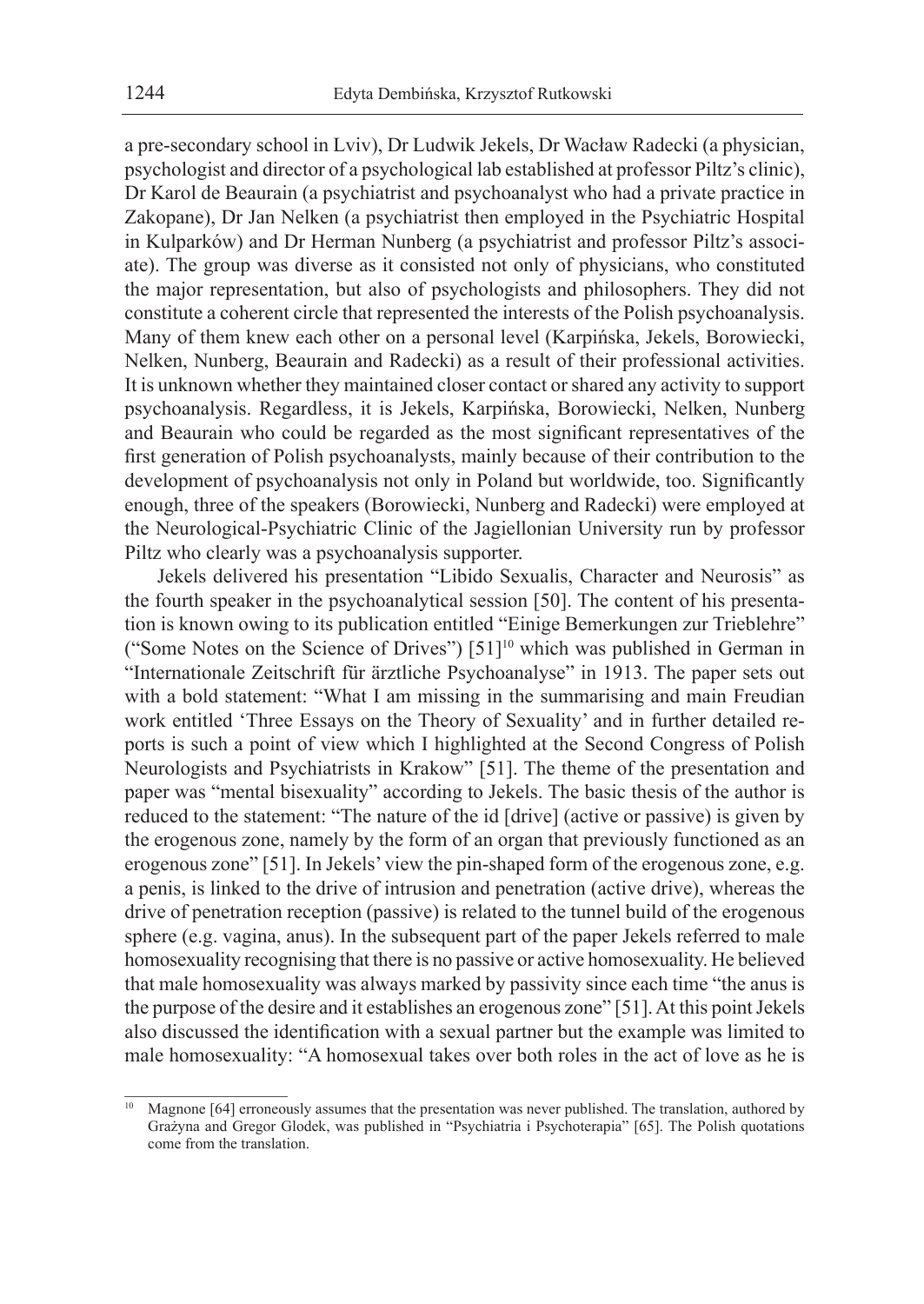a pre-secondary school in Lviv), Dr Ludwik Jekels, Dr Wacław Radecki (a physician, psychologist and director of a psychological lab established at professor Piltz's clinic), Dr Karol de Beaurain (a psychiatrist and psychoanalyst who had a private practice in Zakopane), Dr Jan Nelken (a psychiatrist then employed in the Psychiatric Hospital in Kulparków) and Dr Herman Nunberg (a psychiatrist and professor Piltz's associate). The group was diverse as it consisted not only of physicians, who constituted the major representation, but also of psychologists and philosophers. They did not constitute a coherent circle that represented the interests of the Polish psychoanalysis. Many of them knew each other on a personal level (Karpińska, Jekels, Borowiecki, Nelken, Nunberg, Beaurain and Radecki) as a result of their professional activities. It is unknown whether they maintained closer contact or shared any activity to support psychoanalysis. Regardless, it is Jekels, Karpińska, Borowiecki, Nelken, Nunberg and Beaurain who could be regarded as the most significant representatives of the first generation of Polish psychoanalysts, mainly because of their contribution to the development of psychoanalysis not only in Poland but worldwide, too. Significantly enough, three of the speakers (Borowiecki, Nunberg and Radecki) were employed at the Neurological-Psychiatric Clinic of the Jagiellonian University run by professor Piltz who clearly was a psychoanalysis supporter.

Jekels delivered his presentation "Libido Sexualis, Character and Neurosis" as the fourth speaker in the psychoanalytical session [50]. The content of his presentation is known owing to its publication entitled "Einige Bemerkungen zur Trieblehre" ("Some Notes on the Science of Drives") [51][10] which was published in German in "Internationale Zeitschrift für ärztliche Psychoanalyse" in 1913. The paper sets out with a bold statement: "What I am missing in the summarising and main Freudian work entitled 'Three Essays on the Theory of Sexuality' and in further detailed reports is such a point of view which I highlighted at the Second Congress of Polish Neurologists and Psychiatrists in Krakow" [51]. The theme of the presentation and paper was "mental bisexuality" according to Jekels. The basic thesis of the author is reduced to the statement: "The nature of the id [drive] (active or passive) is given by the erogenous zone, namely by the form of an organ that previously functioned as an erogenous zone" [51]. In Jekels' view the pin-shaped form of the erogenous zone, e.g. a penis, is linked to the drive of intrusion and penetration (active drive), whereas the drive of penetration reception (passive) is related to the tunnel build of the erogenous sphere (e.g. vagina, anus). In the subsequent part of the paper Jekels referred to male homosexuality recognising that there is no passive or active homosexuality. He believed that male homosexuality was always marked by passivity since each time "the anus is the purpose of the desire and it establishes an erogenous zone" [51]. At this point Jekels also discussed the identification with a sexual partner but the example was limited to male homosexuality: "A homosexual takes over both roles in the act of love as he is

[10] Magnone [64] erroneously assumes that the presentation was never published. The translation, authored by Grażyna and Gregor Glodek, was published in "Psychiatria i Psychoterapia" [65]. The Polish quotations come from the translation.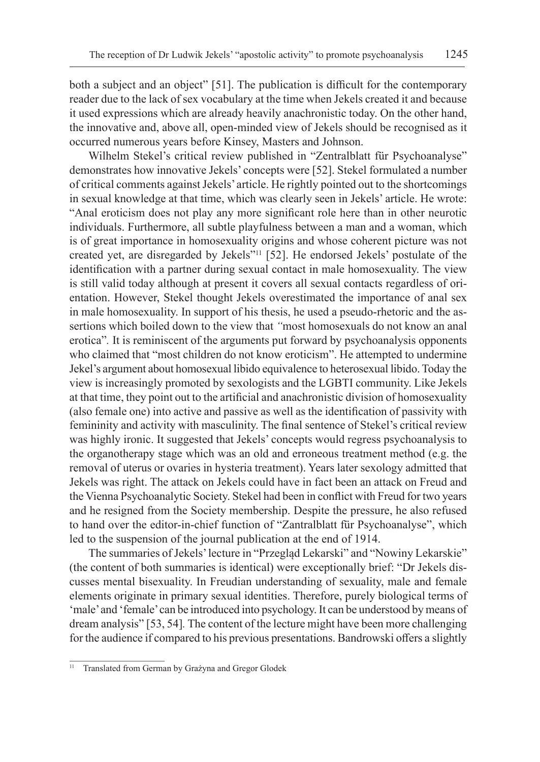both a subject and an object" [51]. The publication is difficult for the contemporary reader due to the lack of sex vocabulary at the time when Jekels created it and because it used expressions which are already heavily anachronistic today. On the other hand, the innovative and, above all, open-minded view of Jekels should be recognised as it occurred numerous years before Kinsey, Masters and Johnson.

Wilhelm Stekel's critical review published in "Zentralblatt für Psychoanalyse" demonstrates how innovative Jekels' concepts were [52]. Stekel formulated a number of critical comments against Jekels' article. He rightly pointed out to the shortcomings in sexual knowledge at that time, which was clearly seen in Jekels' article. He wrote: "Anal eroticism does not play any more significant role here than in other neurotic individuals. Furthermore, all subtle playfulness between a man and a woman, which is of great importance in homosexuality origins and whose coherent picture was not created yet, are disregarded by Jekels"[11] [52]. He endorsed Jekels' postulate of the identification with a partner during sexual contact in male homosexuality. The view is still valid today although at present it covers all sexual contacts regardless of orientation. However, Stekel thought Jekels overestimated the importance of anal sex in male homosexuality. In support of his thesis, he used a pseudo-rhetoric and the assertions which boiled down to the view that *"*most homosexuals do not know an anal erotica"*.* It is reminiscent of the arguments put forward by psychoanalysis opponents who claimed that "most children do not know eroticism". He attempted to undermine Jekel's argument about homosexual libido equivalence to heterosexual libido. Today the view is increasingly promoted by sexologists and the LGBTI community. Like Jekels at that time, they point out to the artificial and anachronistic division of homosexuality (also female one) into active and passive as well as the identification of passivity with femininity and activity with masculinity. The final sentence of Stekel's critical review was highly ironic. It suggested that Jekels' concepts would regress psychoanalysis to the organotherapy stage which was an old and erroneous treatment method (e.g. the removal of uterus or ovaries in hysteria treatment). Years later sexology admitted that Jekels was right. The attack on Jekels could have in fact been an attack on Freud and the Vienna Psychoanalytic Society. Stekel had been in conflict with Freud for two years and he resigned from the Society membership. Despite the pressure, he also refused to hand over the editor-in-chief function of "Zantralblatt für Psychoanalyse", which led to the suspension of the journal publication at the end of 1914.

The summaries of Jekels' lecture in "Przegląd Lekarski" and "Nowiny Lekarskie" (the content of both summaries is identical) were exceptionally brief: "Dr Jekels discusses mental bisexuality. In Freudian understanding of sexuality, male and female elements originate in primary sexual identities. Therefore, purely biological terms of 'male' and 'female' can be introduced into psychology. It can be understood by means of dream analysis" [53, 54]*.* The content of the lecture might have been more challenging for the audience if compared to his previous presentations. Bandrowski offers a slightly

[11] Translated from German by Grażyna and Gregor Glodek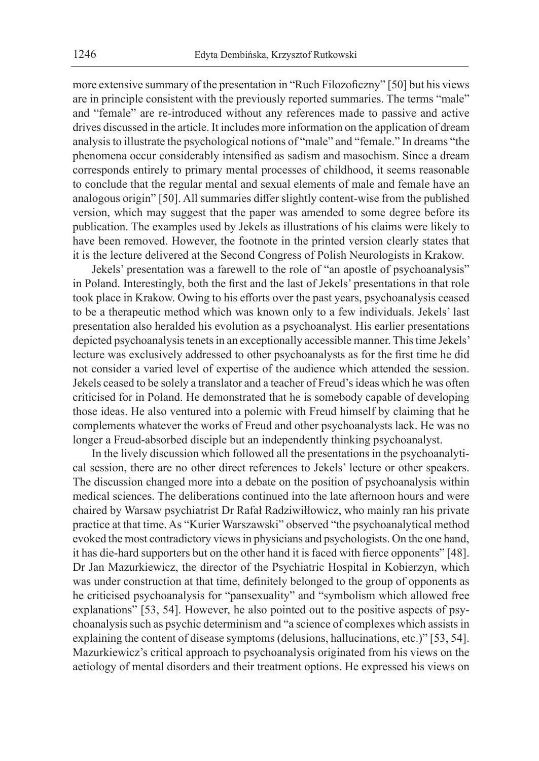more extensive summary of the presentation in "Ruch Filozoficzny" [50] but his views are in principle consistent with the previously reported summaries. The terms "male" and "female" are re-introduced without any references made to passive and active drives discussed in the article. It includes more information on the application of dream analysis to illustrate the psychological notions of "male" and "female." In dreams "the phenomena occur considerably intensified as sadism and masochism. Since a dream corresponds entirely to primary mental processes of childhood, it seems reasonable to conclude that the regular mental and sexual elements of male and female have an analogous origin" [50]. All summaries differ slightly content-wise from the published version, which may suggest that the paper was amended to some degree before its publication. The examples used by Jekels as illustrations of his claims were likely to have been removed. However, the footnote in the printed version clearly states that it is the lecture delivered at the Second Congress of Polish Neurologists in Krakow.

Jekels' presentation was a farewell to the role of "an apostle of psychoanalysis" in Poland. Interestingly, both the first and the last of Jekels' presentations in that role took place in Krakow. Owing to his efforts over the past years, psychoanalysis ceased to be a therapeutic method which was known only to a few individuals. Jekels' last presentation also heralded his evolution as a psychoanalyst. His earlier presentations depicted psychoanalysis tenets in an exceptionally accessible manner. This time Jekels' lecture was exclusively addressed to other psychoanalysts as for the first time he did not consider a varied level of expertise of the audience which attended the session. Jekels ceased to be solely a translator and a teacher of Freud's ideas which he was often criticised for in Poland. He demonstrated that he is somebody capable of developing those ideas. He also ventured into a polemic with Freud himself by claiming that he complements whatever the works of Freud and other psychoanalysts lack. He was no longer a Freud-absorbed disciple but an independently thinking psychoanalyst.

In the lively discussion which followed all the presentations in the psychoanalytical session, there are no other direct references to Jekels' lecture or other speakers. The discussion changed more into a debate on the position of psychoanalysis within medical sciences. The deliberations continued into the late afternoon hours and were chaired by Warsaw psychiatrist Dr Rafał Radziwiłłowicz, who mainly ran his private practice at that time. As "Kurier Warszawski" observed "the psychoanalytical method evoked the most contradictory views in physicians and psychologists. On the one hand, it has die-hard supporters but on the other hand it is faced with fierce opponents" [48]. Dr Jan Mazurkiewicz, the director of the Psychiatric Hospital in Kobierzyn, which was under construction at that time, definitely belonged to the group of opponents as he criticised psychoanalysis for "pansexuality" and "symbolism which allowed free explanations" [53, 54]. However, he also pointed out to the positive aspects of psychoanalysis such as psychic determinism and "a science of complexes which assists in explaining the content of disease symptoms (delusions, hallucinations, etc.)" [53, 54]. Mazurkiewicz's critical approach to psychoanalysis originated from his views on the aetiology of mental disorders and their treatment options. He expressed his views on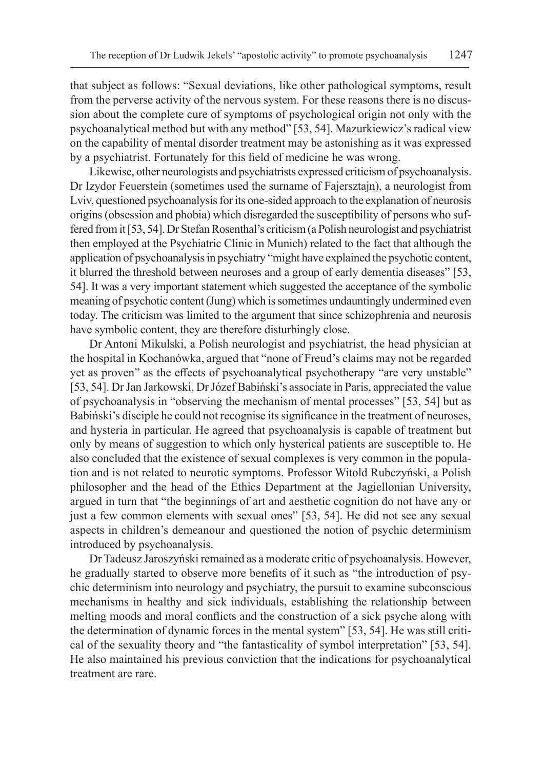that subject as follows: "Sexual deviations, like other pathological symptoms, result from the perverse activity of the nervous system. For these reasons there is no discussion about the complete cure of symptoms of psychological origin not only with the psychoanalytical method but with any method" [53, 54]. Mazurkiewicz's radical view on the capability of mental disorder treatment may be astonishing as it was expressed by a psychiatrist. Fortunately for this field of medicine he was wrong.

Likewise, other neurologists and psychiatrists expressed criticism of psychoanalysis. Dr Izydor Feuerstein (sometimes used the surname of Fajersztajn), a neurologist from Lviv, questioned psychoanalysis for its one-sided approach to the explanation of neurosis origins (obsession and phobia) which disregarded the susceptibility of persons who suffered from it [53, 54]. Dr Stefan Rosenthal's criticism (a Polish neurologist and psychiatrist then employed at the Psychiatric Clinic in Munich) related to the fact that although the application of psychoanalysis in psychiatry "might have explained the psychotic content, it blurred the threshold between neuroses and a group of early dementia diseases" [53, 54]. It was a very important statement which suggested the acceptance of the symbolic meaning of psychotic content (Jung) which is sometimes undauntingly undermined even today. The criticism was limited to the argument that since schizophrenia and neurosis have symbolic content, they are therefore disturbingly close.

Dr Antoni Mikulski, a Polish neurologist and psychiatrist, the head physician at the hospital in Kochanówka, argued that "none of Freud's claims may not be regarded yet as proven" as the effects of psychoanalytical psychotherapy "are very unstable" [53, 54]. Dr Jan Jarkowski, Dr Józef Babiński's associate in Paris, appreciated the value of psychoanalysis in "observing the mechanism of mental processes" [53, 54] but as Babiński's disciple he could not recognise its significance in the treatment of neuroses, and hysteria in particular. He agreed that psychoanalysis is capable of treatment but only by means of suggestion to which only hysterical patients are susceptible to. He also concluded that the existence of sexual complexes is very common in the population and is not related to neurotic symptoms. Professor Witold Rubczyński, a Polish philosopher and the head of the Ethics Department at the Jagiellonian University, argued in turn that "the beginnings of art and aesthetic cognition do not have any or just a few common elements with sexual ones" [53, 54]. He did not see any sexual aspects in children's demeanour and questioned the notion of psychic determinism introduced by psychoanalysis.

Dr Tadeusz Jaroszyński remained as a moderate critic of psychoanalysis. However, he gradually started to observe more benefits of it such as "the introduction of psychic determinism into neurology and psychiatry, the pursuit to examine subconscious mechanisms in healthy and sick individuals, establishing the relationship between melting moods and moral conflicts and the construction of a sick psyche along with the determination of dynamic forces in the mental system" [53, 54]. He was still critical of the sexuality theory and "the fantasticality of symbol interpretation" [53, 54]. He also maintained his previous conviction that the indications for psychoanalytical treatment are rare.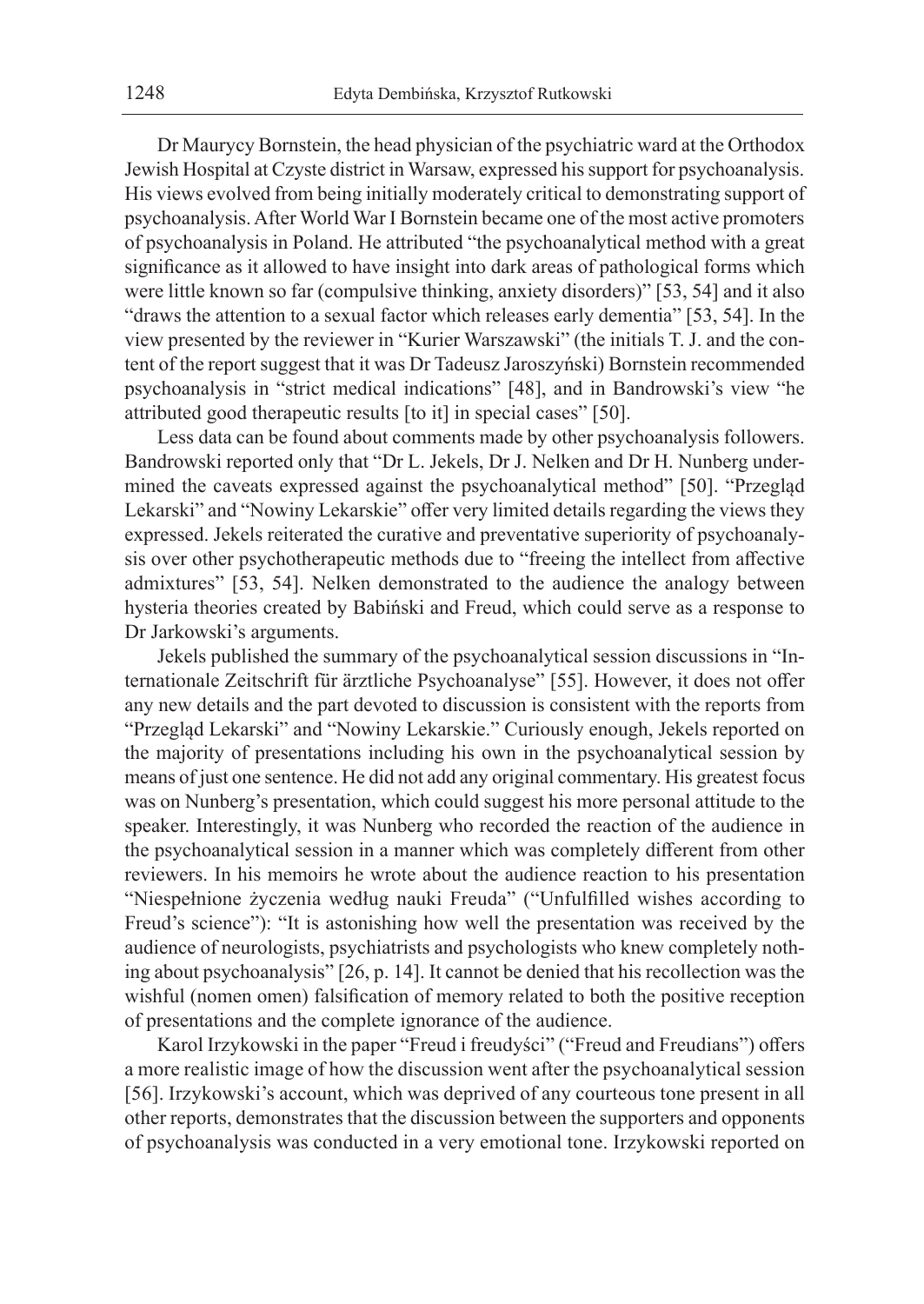Dr Maurycy Bornstein, the head physician of the psychiatric ward at the Orthodox Jewish Hospital at Czyste district in Warsaw, expressed his support for psychoanalysis. His views evolved from being initially moderately critical to demonstrating support of psychoanalysis. After World War I Bornstein became one of the most active promoters of psychoanalysis in Poland. He attributed "the psychoanalytical method with a great significance as it allowed to have insight into dark areas of pathological forms which were little known so far (compulsive thinking, anxiety disorders)" [53, 54] and it also "draws the attention to a sexual factor which releases early dementia" [53, 54]. In the view presented by the reviewer in "Kurier Warszawski" (the initials T. J. and the content of the report suggest that it was Dr Tadeusz Jaroszyński) Bornstein recommended psychoanalysis in "strict medical indications" [48], and in Bandrowski's view "he attributed good therapeutic results [to it] in special cases" [50].

Less data can be found about comments made by other psychoanalysis followers. Bandrowski reported only that "Dr L. Jekels, Dr J. Nelken and Dr H. Nunberg undermined the caveats expressed against the psychoanalytical method" [50]. "Przegląd Lekarski" and "Nowiny Lekarskie" offer very limited details regarding the views they expressed. Jekels reiterated the curative and preventative superiority of psychoanalysis over other psychotherapeutic methods due to "freeing the intellect from affective admixtures" [53, 54]. Nelken demonstrated to the audience the analogy between hysteria theories created by Babiński and Freud, which could serve as a response to Dr Jarkowski's arguments.

Jekels published the summary of the psychoanalytical session discussions in "Internationale Zeitschrift für ärztliche Psychoanalyse" [55]. However, it does not offer any new details and the part devoted to discussion is consistent with the reports from "Przegląd Lekarski" and "Nowiny Lekarskie." Curiously enough, Jekels reported on the majority of presentations including his own in the psychoanalytical session by means of just one sentence. He did not add any original commentary. His greatest focus was on Nunberg's presentation, which could suggest his more personal attitude to the speaker. Interestingly, it was Nunberg who recorded the reaction of the audience in the psychoanalytical session in a manner which was completely different from other reviewers. In his memoirs he wrote about the audience reaction to his presentation "Niespełnione życzenia według nauki Freuda" ("Unfulfilled wishes according to Freud's science"): "It is astonishing how well the presentation was received by the audience of neurologists, psychiatrists and psychologists who knew completely nothing about psychoanalysis" [26, p. 14]. It cannot be denied that his recollection was the wishful (nomen omen) falsification of memory related to both the positive reception of presentations and the complete ignorance of the audience.

Karol Irzykowski in the paper "Freud i freudyści" ("Freud and Freudians") offers a more realistic image of how the discussion went after the psychoanalytical session [56]. Irzykowski's account, which was deprived of any courteous tone present in all other reports, demonstrates that the discussion between the supporters and opponents of psychoanalysis was conducted in a very emotional tone. Irzykowski reported on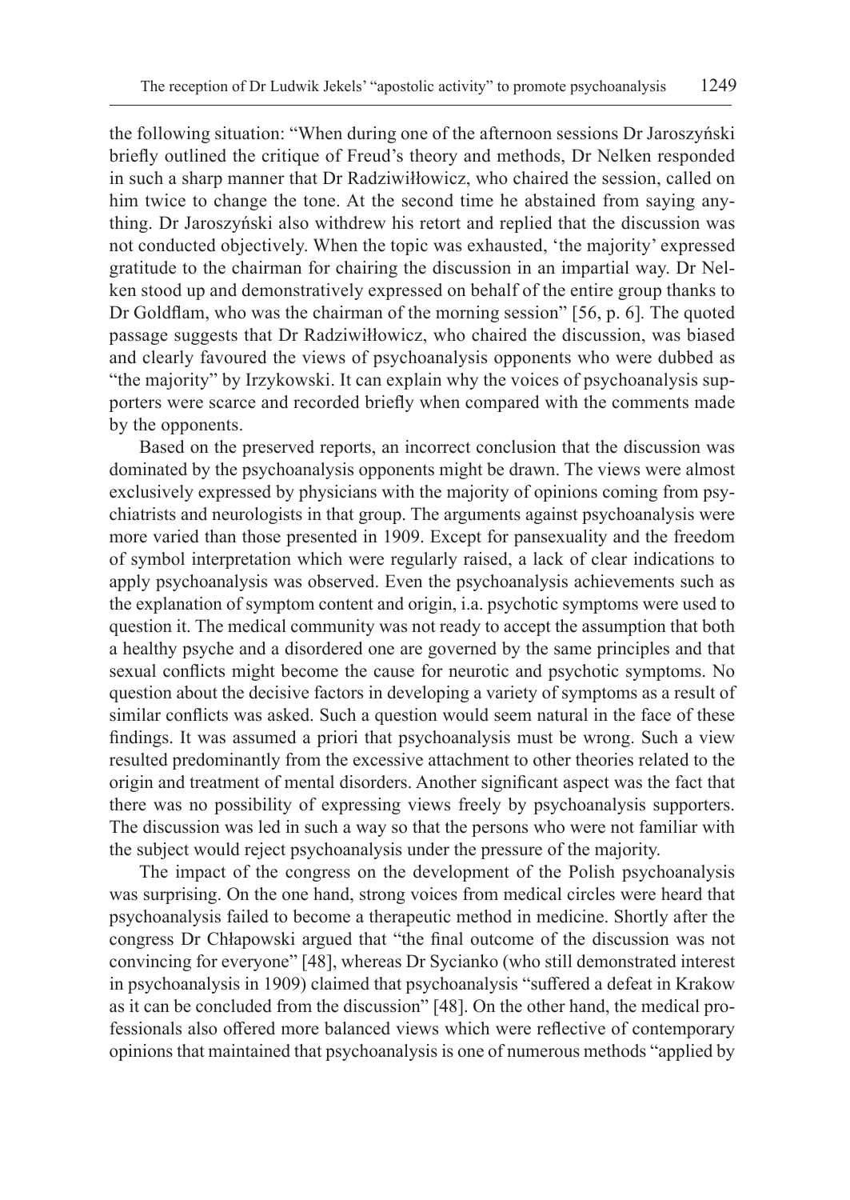the following situation: "When during one of the afternoon sessions Dr Jaroszyński briefly outlined the critique of Freud's theory and methods, Dr Nelken responded in such a sharp manner that Dr Radziwiłłowicz, who chaired the session, called on him twice to change the tone. At the second time he abstained from saying anything. Dr Jaroszyński also withdrew his retort and replied that the discussion was not conducted objectively. When the topic was exhausted, 'the majority' expressed gratitude to the chairman for chairing the discussion in an impartial way. Dr Nelken stood up and demonstratively expressed on behalf of the entire group thanks to Dr Goldflam, who was the chairman of the morning session" [56, p. 6]. The quoted passage suggests that Dr Radziwiłłowicz, who chaired the discussion, was biased and clearly favoured the views of psychoanalysis opponents who were dubbed as "the majority" by Irzykowski. It can explain why the voices of psychoanalysis supporters were scarce and recorded briefly when compared with the comments made by the opponents.

Based on the preserved reports, an incorrect conclusion that the discussion was dominated by the psychoanalysis opponents might be drawn. The views were almost exclusively expressed by physicians with the majority of opinions coming from psychiatrists and neurologists in that group. The arguments against psychoanalysis were more varied than those presented in 1909. Except for pansexuality and the freedom of symbol interpretation which were regularly raised, a lack of clear indications to apply psychoanalysis was observed. Even the psychoanalysis achievements such as the explanation of symptom content and origin, i.a. psychotic symptoms were used to question it. The medical community was not ready to accept the assumption that both a healthy psyche and a disordered one are governed by the same principles and that sexual conflicts might become the cause for neurotic and psychotic symptoms. No question about the decisive factors in developing a variety of symptoms as a result of similar conflicts was asked. Such a question would seem natural in the face of these findings. It was assumed a priori that psychoanalysis must be wrong. Such a view resulted predominantly from the excessive attachment to other theories related to the origin and treatment of mental disorders. Another significant aspect was the fact that there was no possibility of expressing views freely by psychoanalysis supporters. The discussion was led in such a way so that the persons who were not familiar with the subject would reject psychoanalysis under the pressure of the majority.

The impact of the congress on the development of the Polish psychoanalysis was surprising. On the one hand, strong voices from medical circles were heard that psychoanalysis failed to become a therapeutic method in medicine. Shortly after the congress Dr Chłapowski argued that "the final outcome of the discussion was not convincing for everyone" [48], whereas Dr Sycianko (who still demonstrated interest in psychoanalysis in 1909) claimed that psychoanalysis "suffered a defeat in Krakow as it can be concluded from the discussion" [48]. On the other hand, the medical professionals also offered more balanced views which were reflective of contemporary opinions that maintained that psychoanalysis is one of numerous methods "applied by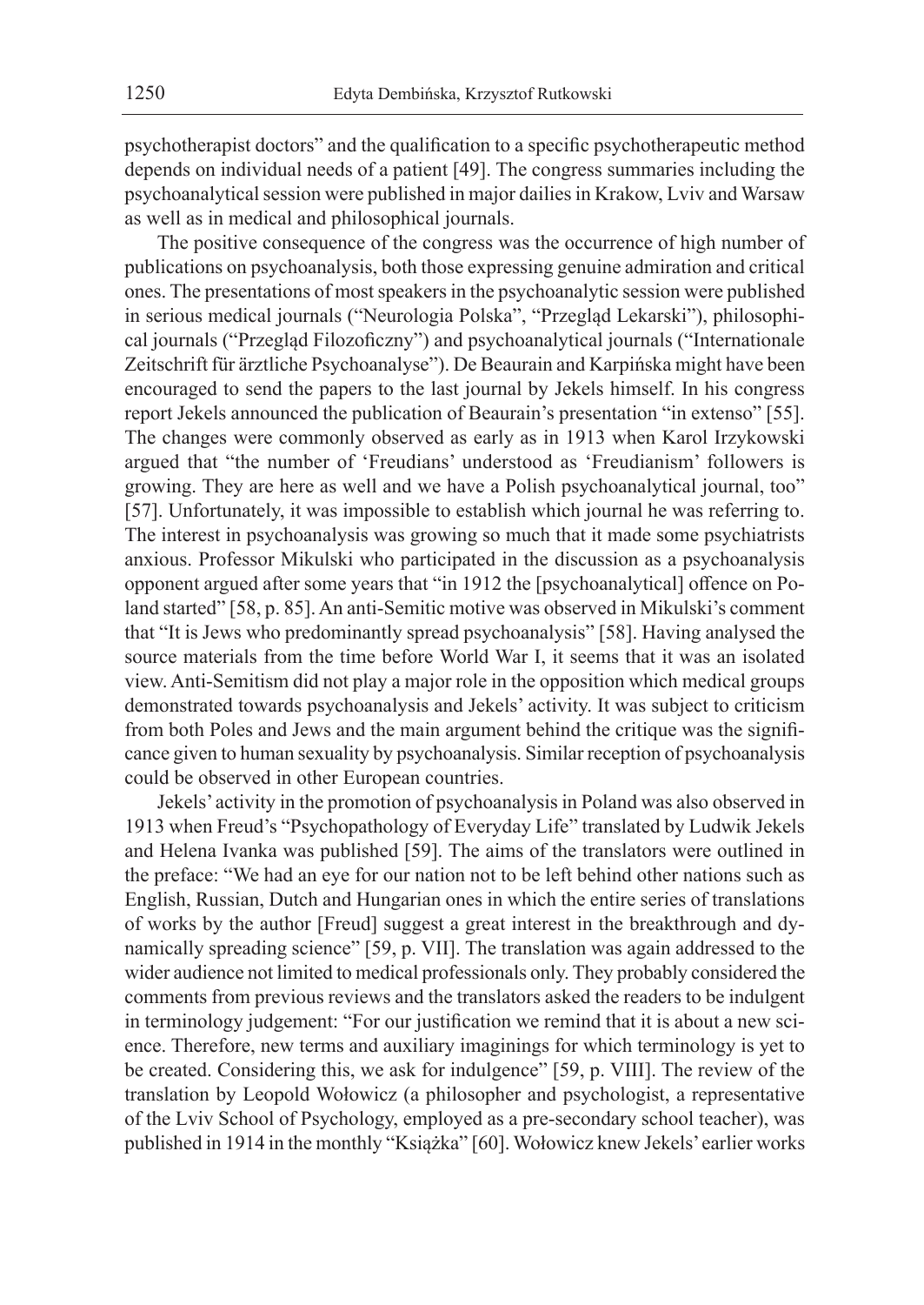psychotherapist doctors" and the qualification to a specific psychotherapeutic method depends on individual needs of a patient [49]. The congress summaries including the psychoanalytical session were published in major dailies in Krakow, Lviv and Warsaw as well as in medical and philosophical journals.

The positive consequence of the congress was the occurrence of high number of publications on psychoanalysis, both those expressing genuine admiration and critical ones. The presentations of most speakers in the psychoanalytic session were published in serious medical journals ("Neurologia Polska", "Przegląd Lekarski"), philosophical journals ("Przegląd Filozoficzny") and psychoanalytical journals ("Internationale Zeitschrift für ärztliche Psychoanalyse"). De Beaurain and Karpińska might have been encouraged to send the papers to the last journal by Jekels himself. In his congress report Jekels announced the publication of Beaurain's presentation "in extenso" [55]. The changes were commonly observed as early as in 1913 when Karol Irzykowski argued that "the number of 'Freudians' understood as 'Freudianism' followers is growing. They are here as well and we have a Polish psychoanalytical journal, too" [57]. Unfortunately, it was impossible to establish which journal he was referring to. The interest in psychoanalysis was growing so much that it made some psychiatrists anxious. Professor Mikulski who participated in the discussion as a psychoanalysis opponent argued after some years that "in 1912 the [psychoanalytical] offence on Poland started" [58, p. 85]. An anti-Semitic motive was observed in Mikulski's comment that "It is Jews who predominantly spread psychoanalysis" [58]. Having analysed the source materials from the time before World War I, it seems that it was an isolated view. Anti-Semitism did not play a major role in the opposition which medical groups demonstrated towards psychoanalysis and Jekels' activity. It was subject to criticism from both Poles and Jews and the main argument behind the critique was the significance given to human sexuality by psychoanalysis. Similar reception of psychoanalysis could be observed in other European countries.

Jekels' activity in the promotion of psychoanalysis in Poland was also observed in 1913 when Freud's "Psychopathology of Everyday Life" translated by Ludwik Jekels and Helena Ivanka was published [59]. The aims of the translators were outlined in the preface: "We had an eye for our nation not to be left behind other nations such as English, Russian, Dutch and Hungarian ones in which the entire series of translations of works by the author [Freud] suggest a great interest in the breakthrough and dynamically spreading science" [59, p. VII]. The translation was again addressed to the wider audience not limited to medical professionals only. They probably considered the comments from previous reviews and the translators asked the readers to be indulgent in terminology judgement: "For our justification we remind that it is about a new science. Therefore, new terms and auxiliary imaginings for which terminology is yet to be created. Considering this, we ask for indulgence" [59, p. VIII]. The review of the translation by Leopold Wołowicz (a philosopher and psychologist, a representative of the Lviv School of Psychology, employed as a pre-secondary school teacher), was published in 1914 in the monthly "Książka" [60]. Wołowicz knew Jekels' earlier works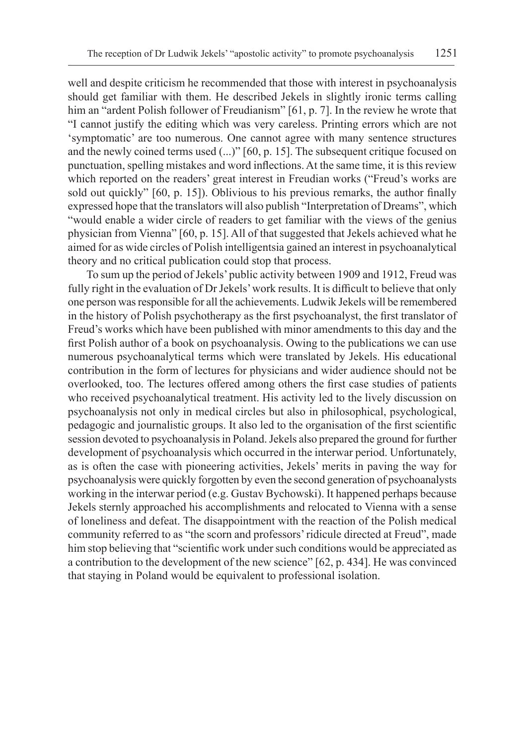well and despite criticism he recommended that those with interest in psychoanalysis should get familiar with them. He described Jekels in slightly ironic terms calling him an "ardent Polish follower of Freudianism" [61, p. 7]. In the review he wrote that "I cannot justify the editing which was very careless. Printing errors which are not 'symptomatic' are too numerous. One cannot agree with many sentence structures and the newly coined terms used (...)" [60, p. 15]. The subsequent critique focused on punctuation, spelling mistakes and word inflections. At the same time, it is this review which reported on the readers' great interest in Freudian works ("Freud's works are sold out quickly" [60, p. 15]). Oblivious to his previous remarks, the author finally expressed hope that the translators will also publish "Interpretation of Dreams", which "would enable a wider circle of readers to get familiar with the views of the genius physician from Vienna" [60, p. 15]. All of that suggested that Jekels achieved what he aimed for as wide circles of Polish intelligentsia gained an interest in psychoanalytical theory and no critical publication could stop that process.

To sum up the period of Jekels' public activity between 1909 and 1912, Freud was fully right in the evaluation of Dr Jekels' work results. It is difficult to believe that only one person was responsible for all the achievements. Ludwik Jekels will be remembered in the history of Polish psychotherapy as the first psychoanalyst, the first translator of Freud's works which have been published with minor amendments to this day and the first Polish author of a book on psychoanalysis. Owing to the publications we can use numerous psychoanalytical terms which were translated by Jekels. His educational contribution in the form of lectures for physicians and wider audience should not be overlooked, too. The lectures offered among others the first case studies of patients who received psychoanalytical treatment. His activity led to the lively discussion on psychoanalysis not only in medical circles but also in philosophical, psychological, pedagogic and journalistic groups. It also led to the organisation of the first scientific session devoted to psychoanalysis in Poland. Jekels also prepared the ground for further development of psychoanalysis which occurred in the interwar period. Unfortunately, as is often the case with pioneering activities, Jekels' merits in paving the way for psychoanalysis were quickly forgotten by even the second generation of psychoanalysts working in the interwar period (e.g. Gustav Bychowski). It happened perhaps because Jekels sternly approached his accomplishments and relocated to Vienna with a sense of loneliness and defeat. The disappointment with the reaction of the Polish medical community referred to as "the scorn and professors' ridicule directed at Freud", made him stop believing that "scientific work under such conditions would be appreciated as a contribution to the development of the new science" [62, p. 434]. He was convinced that staying in Poland would be equivalent to professional isolation.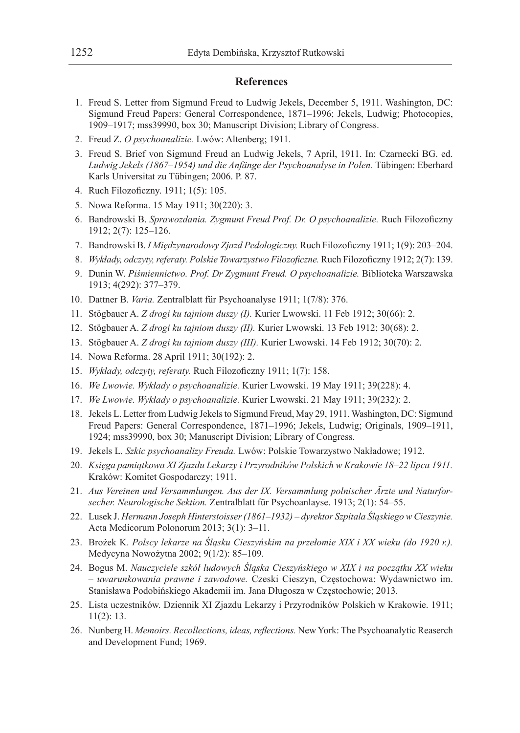## References

1. Freud S. Letter from Sigmund Freud to Ludwig Jekels, December 5, 1911. Washington, DC: Sigmund Freud Papers: General Correspondence, 1871–1996; Jekels, Ludwig; Photocopies, 1909–1917; mss39990, box 30; Manuscript Division; Library of Congress.
2. Freud Z. *O psychoanalizie.* Lwów: Altenberg; 1911.
3. Freud S. Brief von Sigmund Freud an Ludwig Jekels, 7 April, 1911. In: Czarnecki BG. ed. *Ludwig Jekels (1867–1954) und die Anfänge der Psychoanalyse in Polen.* Tübingen: Eberhard Karls Universitat zu Tübingen; 2006. P. 87.
4. Ruch Filozoficzny. 1911; 1(5): 105.
5. Nowa Reforma. 15 May 1911; 30(220): 3.
6. Bandrowski B. *Sprawozdania. Zygmunt Freud Prof. Dr. O psychoanalizie.* Ruch Filozoficzny 1912; 2(7): 125–126.
7. Bandrowski B. *I Międzynarodowy Zjazd Pedologiczny.* Ruch Filozoficzny 1911; 1(9): 203–204.
8. *Wykłady, odczyty, referaty. Polskie Towarzystwo Filozoficzne.* Ruch Filozoficzny 1912; 2(7): 139.
9. Dunin W. *Piśmiennictwo. Prof. Dr Zygmunt Freud. O psychoanalizie.* Biblioteka Warszawska 1913; 4(292): 377–379.
10. Dattner B. *Varia.* Zentralblatt für Psychoanalyse 1911; 1(7/8): 376.
11. Stögbauer A. *Z drogi ku tajniom duszy (I).* Kurier Lwowski. 11 Feb 1912; 30(66): 2.
12. Stögbauer A. *Z drogi ku tajniom duszy (II).* Kurier Lwowski. 13 Feb 1912; 30(68): 2.
13. Stögbauer A. *Z drogi ku tajniom duszy (III).* Kurier Lwowski. 14 Feb 1912; 30(70): 2.
14. Nowa Reforma. 28 April 1911; 30(192): 2.
15. *Wykłady, odczyty, referaty.* Ruch Filozoficzny 1911; 1(7): 158.
16. *We Lwowie. Wykłady o psychoanalizie.* Kurier Lwowski. 19 May 1911; 39(228): 4.
17. *We Lwowie. Wykłady o psychoanalizie.* Kurier Lwowski. 21 May 1911; 39(232): 2.
18. Jekels L. Letter from Ludwig Jekels to Sigmund Freud, May 29, 1911. Washington, DC: Sigmund Freud Papers: General Correspondence, 1871–1996; Jekels, Ludwig; Originals, 1909–1911, 1924; mss39990, box 30; Manuscript Division; Library of Congress.
19. Jekels L. *Szkic psychoanalizy Freuda.* Lwów: Polskie Towarzystwo Nakładowe; 1912.
20. *Księga pamiątkowa XI Zjazdu Lekarzy i Przyrodników Polskich w Krakowie 18–22 lipca 1911.* Kraków: Komitet Gospodarczy; 1911.
21. *Aus Vereinen und Versammlungen. Aus der IX. Versammlung polnischer Ärzte und Naturforsecher. Neurologische Sektion.* Zentralblatt für Psychoanlayse. 1913; 2(1): 54–55.
22. Lusek J. *Hermann Joseph Hinterstoisser (1861–1932) – dyrektor Szpitala Śląskiego w Cieszynie.* Acta Medicorum Polonorum 2013; 3(1): 3–11.
23. Brożek K. *Polscy lekarze na Śląsku Cieszyńskim na przełomie XIX i XX wieku (do 1920 r.).* Medycyna Nowożytna 2002; 9(1/2): 85–109.
24. Bogus M. *Nauczyciele szkół ludowych Śląska Cieszyńskiego w XIX i na początku XX wieku – uwarunkowania prawne i zawodowe.* Czeski Cieszyn, Częstochowa: Wydawnictwo im. Stanisława Podobińskiego Akademii im. Jana Długosza w Częstochowie; 2013.
25. Lista uczestników. Dziennik XI Zjazdu Lekarzy i Przyrodników Polskich w Krakowie. 1911; 11(2): 13.
26. Nunberg H. *Memoirs. Recollections, ideas, reflections.* New York: The Psychoanalytic Reaserch and Development Fund; 1969.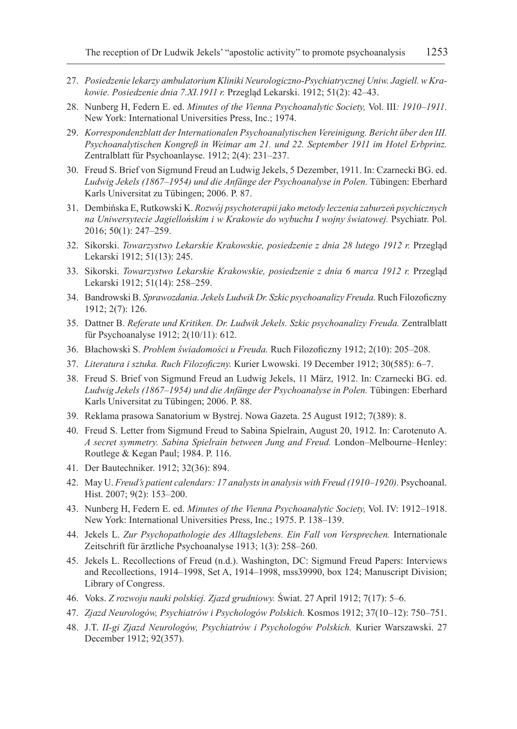27. *Posiedzenie lekarzy ambulatorium Kliniki Neurologiczno-Psychiatrycznej Uniw. Jagiell. w Krakowie. Posiedzenie dnia 7.XI.1911 r.* Przegląd Lekarski. 1912; 51(2): 42–43.
28. Nunberg H, Federn E. ed. *Minutes of the Vienna Psychoanalytic Society,* Vol. III*: 1910–1911.* New York: International Universities Press, Inc.; 1974.
29. *Korrespondenzblatt der Internationalen Psychoanalytischen Vereinigung. Bericht über den III. Psychoanalytischen Kongreß in Weimar am 21. und 22. September 1911 im Hotel Erbprinz.* Zentralblatt für Psychoanlayse. 1912; 2(4): 231–237.
30. Freud S. Brief von Sigmund Freud an Ludwig Jekels, 5 Dezember, 1911. In: Czarnecki BG. ed. *Ludwig Jekels (1867–1954) und die Anfänge der Psychoanalyse in Polen.* Tübingen: Eberhard Karls Universitat zu Tübingen; 2006. P. 87.
31. Dembińska E, Rutkowski K. *Rozwój psychoterapii jako metody leczenia zaburzeń psychicznych na Uniwersytecie Jagiellońskim i w Krakowie do wybuchu I wojny światowej.* Psychiatr. Pol. 2016; 50(1): 247–259.
32. Sikorski. *Towarzystwo Lekarskie Krakowskie, posiedzenie z dnia 28 lutego 1912 r.* Przegląd Lekarski 1912; 51(13): 245.
33. Sikorski. *Towarzystwo Lekarskie Krakowskie, posiedzenie z dnia 6 marca 1912 r.* Przegląd Lekarski 1912; 51(14): 258–259.
34. Bandrowski B. *Sprawozdania. Jekels Ludwik Dr. Szkic psychoanalizy Freuda.* Ruch Filozoficzny 1912; 2(7): 126.
35. Dattner B. *Referate und Kritiken. Dr. Ludwik Jekels. Szkic psychoanalizy Freuda.* Zentralblatt für Psychoanalyse 1912; 2(10/11): 612.
36. Błachowski S. *Problem świadomości u Freuda.* Ruch Filozoficzny 1912; 2(10): 205–208.
37. *Literatura i sztuka. Ruch Filozoficzny.* Kurier Lwowski. 19 December 1912; 30(585): 6–7.
38. Freud S. Brief von Sigmund Freud an Ludwig Jekels, 11 März, 1912. In: Czarnecki BG. ed. *Ludwig Jekels (1867–1954) und die Anfänge der Psychoanalyse in Polen.* Tübingen: Eberhard Karls Universitat zu Tübingen; 2006. P. 88.
39. Reklama prasowa Sanatorium w Bystrej. Nowa Gazeta. 25 August 1912; 7(389): 8.
40. Freud S. Letter from Sigmund Freud to Sabina Spielrain, August 20, 1912. In: Carotenuto A. *A secret symmetry. Sabina Spielrain between Jung and Freud.* London–Melbourne–Henley: Routlege & Kegan Paul; 1984. P. 116.
41. Der Bautechniker. 1912; 32(36): 894.
42. May U. *Freud's patient calendars: 17 analysts in analysis with Freud (1910–1920).* Psychoanal. Hist. 2007; 9(2): 153–200.
43. Nunberg H, Federn E. ed. *Minutes of the Vienna Psychoanalytic Society,* Vol. IV: 1912–1918. New York: International Universities Press, Inc.; 1975. P. 138–139.
44. Jekels L. *Zur Psychopathologie des Alltagslebens. Ein Fall von Versprechen.* Internationale Zeitschrift für ärztliche Psychoanalyse 1913; 1(3): 258–260.
45. Jekels L. Recollections of Freud (n.d.). Washington, DC: Sigmund Freud Papers: Interviews and Recollections, 1914–1998, Set A, 1914–1998, mss39990, box 124; Manuscript Division; Library of Congress.
46. Voks. *Z rozwoju nauki polskiej. Zjazd grudniowy.* Świat. 27 April 1912; 7(17): 5–6.
47. *Zjazd Neurologów, Psychiatrów i Psychologów Polskich.* Kosmos 1912; 37(10–12): 750–751.
48. J.T. *II-gi Zjazd Neurologów, Psychiatrów i Psychologów Polskich.* Kurier Warszawski. 27 December 1912; 92(357).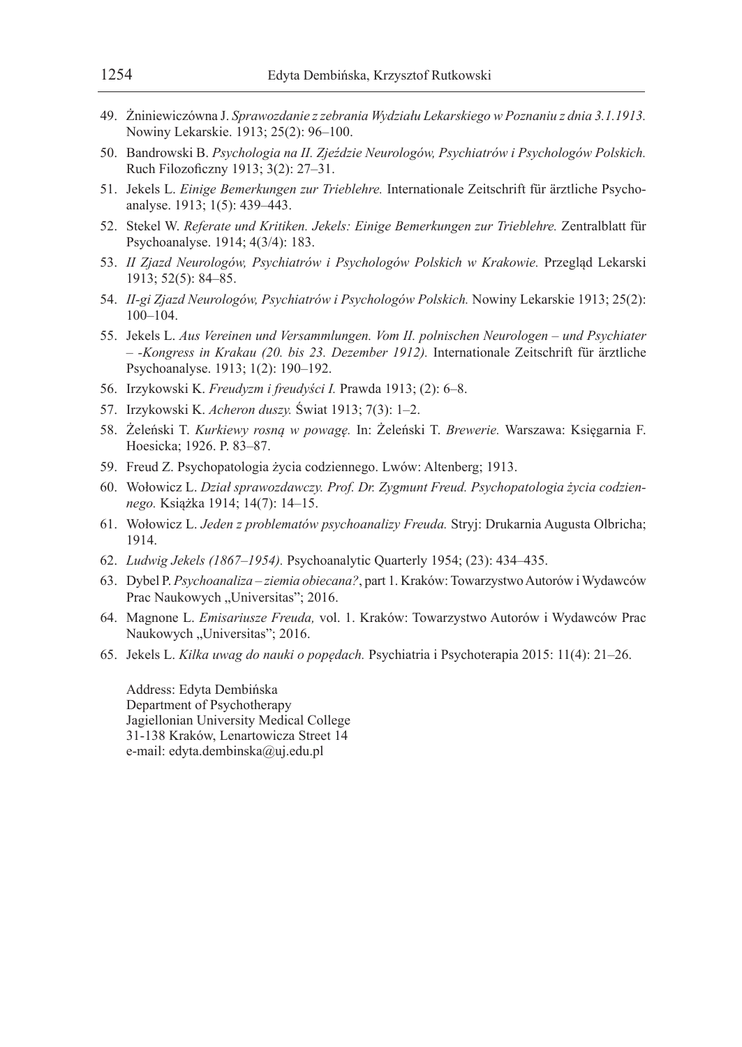49. Żniniewiczówna J. *Sprawozdanie z zebrania Wydziału Lekarskiego w Poznaniu z dnia 3.1.1913.* Nowiny Lekarskie. 1913; 25(2): 96–100.
50. Bandrowski B. *Psychologia na II. Zjeździe Neurologów, Psychiatrów i Psychologów Polskich.* Ruch Filozoficzny 1913; 3(2): 27–31.
51. Jekels L. *Einige Bemerkungen zur Trieblehre.* Internationale Zeitschrift für ärztliche Psychoanalyse. 1913; 1(5): 439–443.
52. Stekel W. *Referate und Kritiken. Jekels: Einige Bemerkungen zur Trieblehre.* Zentralblatt für Psychoanalyse. 1914; 4(3/4): 183.
53. *II Zjazd Neurologów, Psychiatrów i Psychologów Polskich w Krakowie.* Przegląd Lekarski 1913; 52(5): 84–85.
54. *II-gi Zjazd Neurologów, Psychiatrów i Psychologów Polskich.* Nowiny Lekarskie 1913; 25(2): 100–104.
55. Jekels L. *Aus Vereinen und Versammlungen. Vom II. polnischen Neurologen – und Psychiater – -Kongress in Krakau (20. bis 23. Dezember 1912).* Internationale Zeitschrift für ärztliche Psychoanalyse. 1913; 1(2): 190–192.
56. Irzykowski K. *Freudyzm i freudyści I.* Prawda 1913; (2): 6–8.
57. Irzykowski K. *Acheron duszy.* Świat 1913; 7(3): 1–2.
58. Żeleński T. *Kurkiewy rosną w powagę.* In: Żeleński T. *Brewerie.* Warszawa: Księgarnia F. Hoesicka; 1926. P. 83–87.
59. Freud Z. Psychopatologia życia codziennego. Lwów: Altenberg; 1913.
60. Wołowicz L. *Dział sprawozdawczy. Prof. Dr. Zygmunt Freud. Psychopatologia życia codziennego.* Książka 1914; 14(7): 14–15.
61. Wołowicz L. *Jeden z problematów psychoanalizy Freuda.* Stryj: Drukarnia Augusta Olbricha; 1914.
62. *Ludwig Jekels (1867–1954).* Psychoanalytic Quarterly 1954; (23): 434–435.
63. Dybel P. *Psychoanaliza – ziemia obiecana?*, part 1. Kraków: Towarzystwo Autorów i Wydawców Prac Naukowych „Universitas"; 2016.
64. Magnone L. *Emisariusze Freuda,* vol. 1. Kraków: Towarzystwo Autorów i Wydawców Prac Naukowych „Universitas"; 2016.
65. Jekels L. *Kilka uwag do nauki o popędach.* Psychiatria i Psychoterapia 2015: 11(4): 21–26.

Address: Edyta Dembińska
Department of Psychotherapy
Jagiellonian University Medical College
31-138 Kraków, Lenartowicza Street 14
e-mail: edyta.dembinska@uj.edu.pl